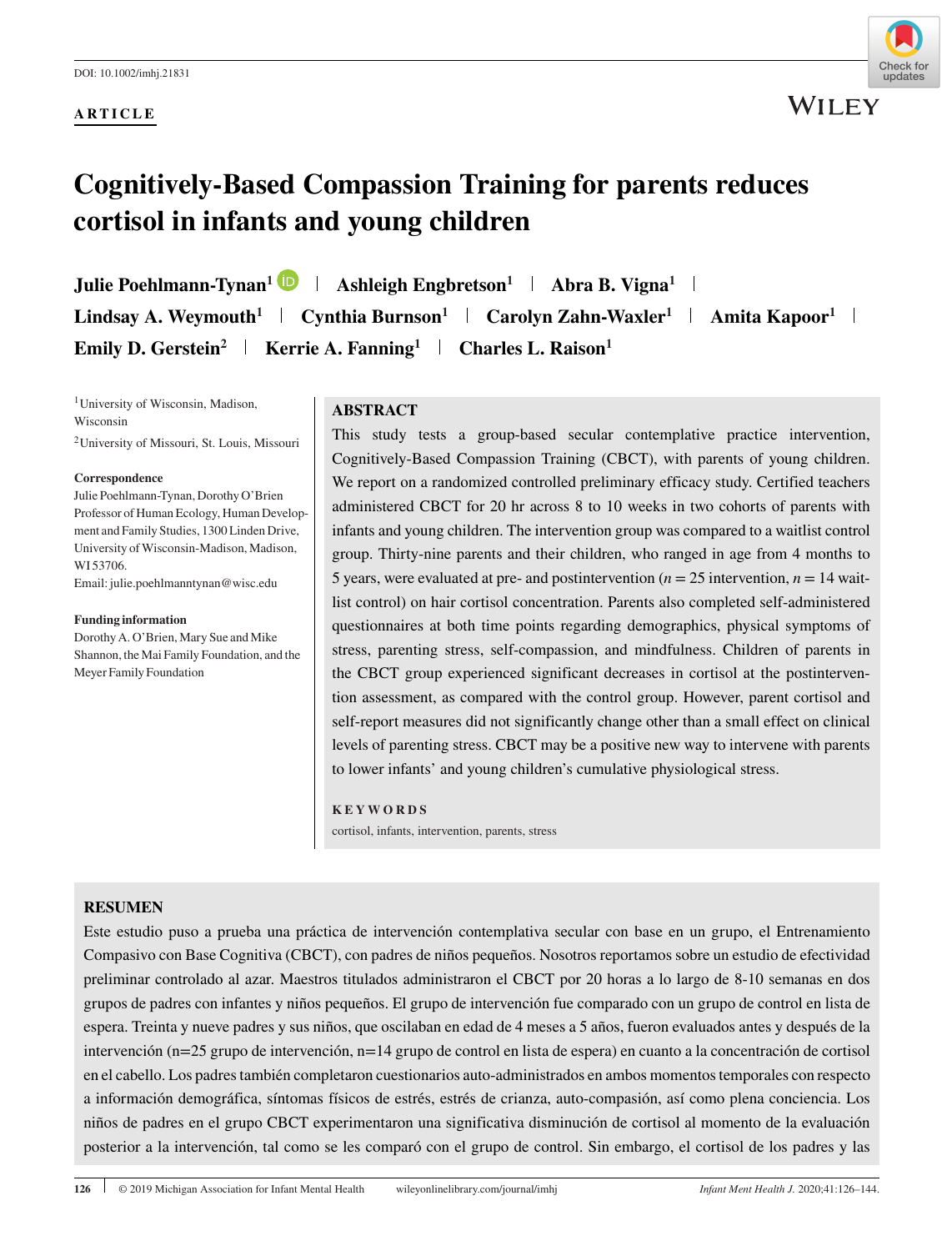DOI: 10.1002/imhj.21831

**ARTICLE**

# Cognitively-Based Compassion Training for parents reduces cortisol in infants and young children

**Julie Poehlmann-Tynan**[1] | **Ashleigh Engbretson**[1] | **Abra B. Vigna**[1] | **Lindsay A. Weymouth**[1] | **Cynthia Burnson**[1] | **Carolyn Zahn-Waxler**[1] | **Amita Kapoor**[1] | **Emily D. Gerstein**[2] | **Kerrie A. Fanning**[1] | **Charles L. Raison**[1]

[1]University of Wisconsin, Madison, Wisconsin

[2]University of Missouri, St. Louis, Missouri

**Correspondence**
Julie Poehlmann-Tynan, Dorothy O'Brien Professor of Human Ecology, Human Development and Family Studies, 1300 Linden Drive, University of Wisconsin-Madison, Madison, WI 53706.
Email: julie.poehlmanntynan@wisc.edu

**Funding information**
Dorothy A. O'Brien, Mary Sue and Mike Shannon, the Mai Family Foundation, and the Meyer Family Foundation

## ABSTRACT

This study tests a group-based secular contemplative practice intervention, Cognitively-Based Compassion Training (CBCT), with parents of young children. We report on a randomized controlled preliminary efficacy study. Certified teachers administered CBCT for 20 hr across 8 to 10 weeks in two cohorts of parents with infants and young children. The intervention group was compared to a waitlist control group. Thirty-nine parents and their children, who ranged in age from 4 months to 5 years, were evaluated at pre- and postintervention ($n = 25$ intervention, $n = 14$ waitlist control) on hair cortisol concentration. Parents also completed self-administered questionnaires at both time points regarding demographics, physical symptoms of stress, parenting stress, self-compassion, and mindfulness. Children of parents in the CBCT group experienced significant decreases in cortisol at the postintervention assessment, as compared with the control group. However, parent cortisol and self-report measures did not significantly change other than a small effect on clinical levels of parenting stress. CBCT may be a positive new way to intervene with parents to lower infants' and young children's cumulative physiological stress.

**KEYWORDS**

cortisol, infants, intervention, parents, stress

## RESUMEN

Este estudio puso a prueba una práctica de intervención contemplativa secular con base en un grupo, el Entrenamiento Compasivo con Base Cognitiva (CBCT), con padres de niños pequeños. Nosotros reportamos sobre un estudio de efectividad preliminar controlado al azar. Maestros titulados administraron el CBCT por 20 horas a lo largo de 8-10 semanas en dos grupos de padres con infantes y niños pequeños. El grupo de intervención fue comparado con un grupo de control en lista de espera. Treinta y nueve padres y sus niños, que oscilaban en edad de 4 meses a 5 años, fueron evaluados antes y después de la intervención (n=25 grupo de intervención, n=14 grupo de control en lista de espera) en cuanto a la concentración de cortisol en el cabello. Los padres también completaron cuestionarios auto-administrados en ambos momentos temporales con respecto a información demográfica, síntomas físicos de estrés, estrés de crianza, auto-compasión, así como plena conciencia. Los niños de padres en el grupo CBCT experimentaron una significativa disminución de cortisol al momento de la evaluación posterior a la intervención, tal como se les comparó con el grupo de control. Sin embargo, el cortisol de los padres y las

© 2019 Michigan Association for Infant Mental Health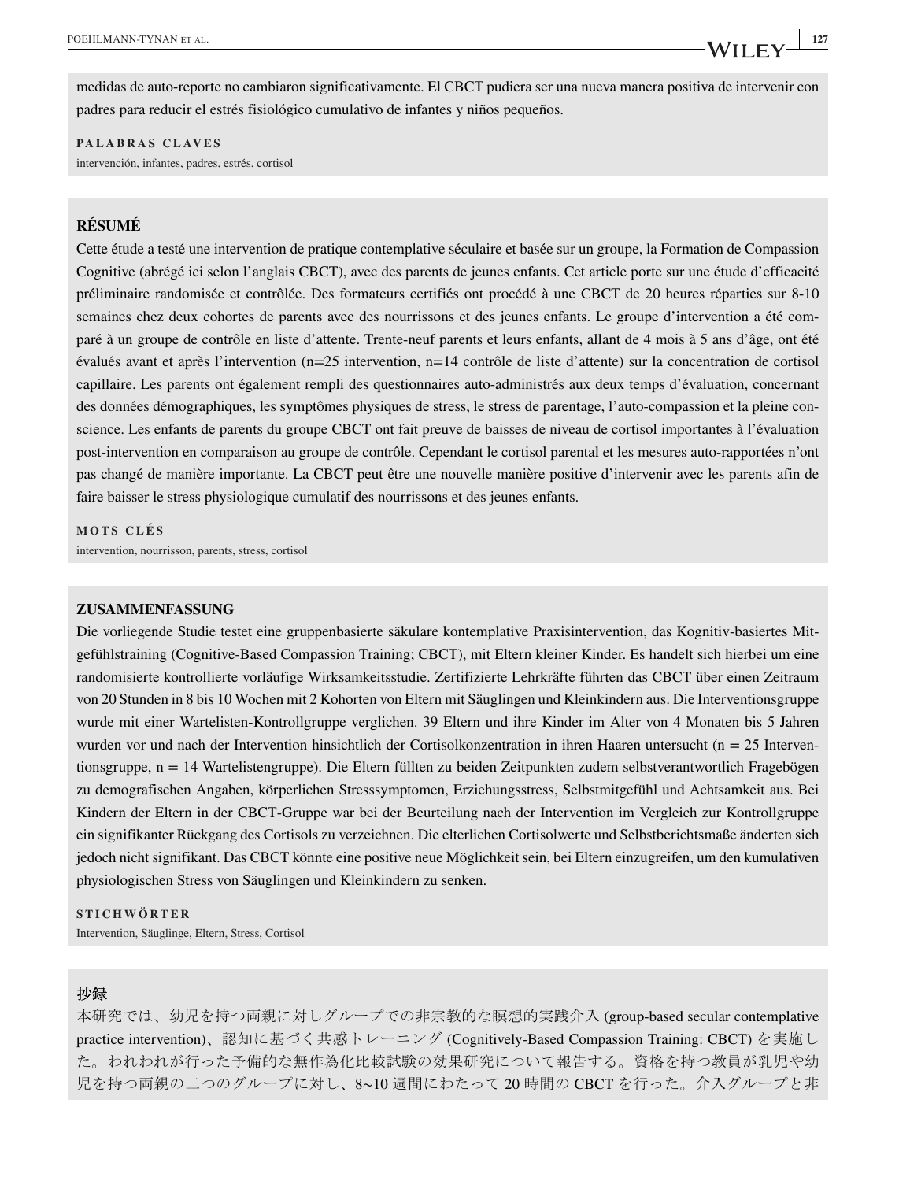medidas de auto-reporte no cambiaron significativamente. El CBCT pudiera ser una nueva manera positiva de intervenir con padres para reducir el estrés fisiológico cumulativo de infantes y niños pequeños.

**PALABRAS CLAVES**

intervención, infantes, padres, estrés, cortisol

## RÉSUMÉ

Cette étude a testé une intervention de pratique contemplative séculaire et basée sur un groupe, la Formation de Compassion Cognitive (abrégé ici selon l'anglais CBCT), avec des parents de jeunes enfants. Cet article porte sur une étude d'efficacité préliminaire randomisée et contrôlée. Des formateurs certifiés ont procédé à une CBCT de 20 heures réparties sur 8-10 semaines chez deux cohortes de parents avec des nourrissons et des jeunes enfants. Le groupe d'intervention a été comparé à un groupe de contrôle en liste d'attente. Trente-neuf parents et leurs enfants, allant de 4 mois à 5 ans d'âge, ont été évalués avant et après l'intervention (n=25 intervention, n=14 contrôle de liste d'attente) sur la concentration de cortisol capillaire. Les parents ont également rempli des questionnaires auto-administrés aux deux temps d'évaluation, concernant des données démographiques, les symptômes physiques de stress, le stress de parentage, l'auto-compassion et la pleine conscience. Les enfants de parents du groupe CBCT ont fait preuve de baisses de niveau de cortisol importantes à l'évaluation post-intervention en comparaison au groupe de contrôle. Cependant le cortisol parental et les mesures auto-rapportées n'ont pas changé de manière importante. La CBCT peut être une nouvelle manière positive d'intervenir avec les parents afin de faire baisser le stress physiologique cumulatif des nourrissons et des jeunes enfants.

**MOTS CLÉS**

intervention, nourrisson, parents, stress, cortisol

## ZUSAMMENFASSUNG

Die vorliegende Studie testet eine gruppenbasierte säkulare kontemplative Praxisintervention, das Kognitiv-basiertes Mitgefühlstraining (Cognitive-Based Compassion Training; CBCT), mit Eltern kleiner Kinder. Es handelt sich hierbei um eine randomisierte kontrollierte vorläufige Wirksamkeitsstudie. Zertifizierte Lehrkräfte führten das CBCT über einen Zeitraum von 20 Stunden in 8 bis 10 Wochen mit 2 Kohorten von Eltern mit Säuglingen und Kleinkindern aus. Die Interventionsgruppe wurde mit einer Wartelisten-Kontrollgruppe verglichen. 39 Eltern und ihre Kinder im Alter von 4 Monaten bis 5 Jahren wurden vor und nach der Intervention hinsichtlich der Cortisolkonzentration in ihren Haaren untersucht (n = 25 Interventionsgruppe, n = 14 Wartelistengruppe). Die Eltern füllten zu beiden Zeitpunkten zudem selbstverantwortlich Fragebögen zu demografischen Angaben, körperlichen Stresssymptomen, Erziehungsstress, Selbstmitgefühl und Achtsamkeit aus. Bei Kindern der Eltern in der CBCT-Gruppe war bei der Beurteilung nach der Intervention im Vergleich zur Kontrollgruppe ein signifikanter Rückgang des Cortisols zu verzeichnen. Die elterlichen Cortisolwerte und Selbstberichtsmaße änderten sich jedoch nicht signifikant. Das CBCT könnte eine positive neue Möglichkeit sein, bei Eltern einzugreifen, um den kumulativen physiologischen Stress von Säuglingen und Kleinkindern zu senken.

**STICHWÖRTER**

Intervention, Säuglinge, Eltern, Stress, Cortisol

## 抄録

本研究では、幼児を持つ両親に対しグループでの非宗教的な瞑想的実践介入 (group-based secular contemplative practice intervention)、認知に基づく共感トレーニング (Cognitively-Based Compassion Training: CBCT) を実施した。われわれが行った予備的な無作為化比較試験の効果研究について報告する。資格を持つ教員が乳児や幼児を持つ両親の二つのグループに対し、8~10 週間にわたって 20 時間の CBCT を行った。介入グループと非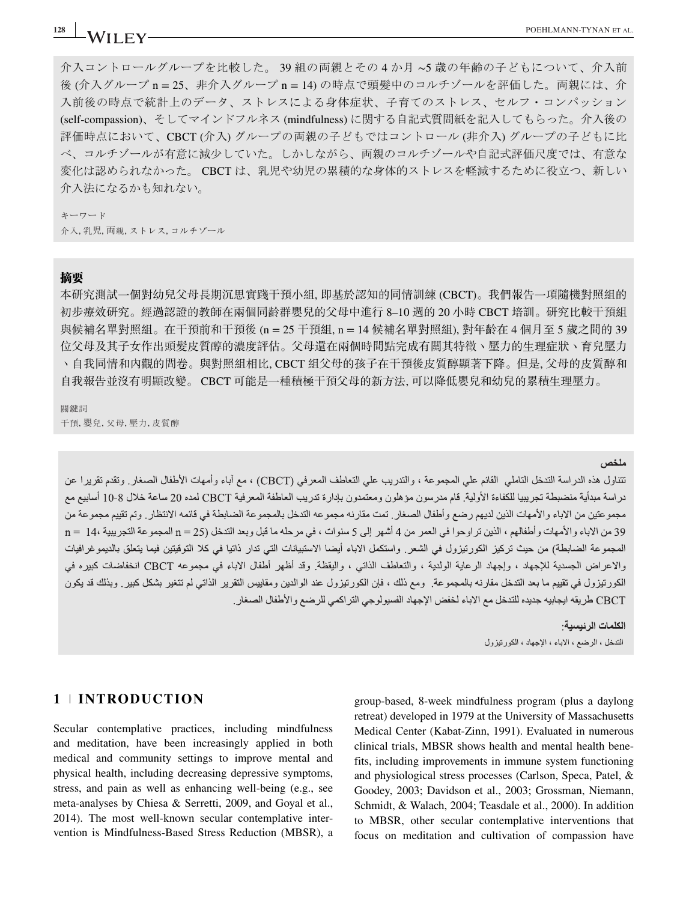介入コントロールグループを比較した。 39 組の両親とその 4 か月 ~5 歳の年齢の子どもについて、介入前後 (介入グループ n = 25、非介入グループ n = 14) の時点で頭髪中のコルチゾールを評価した。両親には、介入前後の時点で統計上のデータ、ストレスによる身体症状、子育てのストレス、セルフ・コンパッション (self-compassion)、そしてマインドフルネス (mindfulness) に関する自記式質問紙を記入してもらった。介入後の評価時点において、CBCT (介入) グループの両親の子どもではコントロール (非介入) グループの子どもに比べ、コルチゾールが有意に減少していた。しかしながら、両親のコルチゾールや自記式評価尺度では、有意な変化は認められなかった。 CBCT は、乳児や幼児の累積的な身体的ストレスを軽減するために役立つ、新しい介入法になるかも知れない。

キーワード

介入, 乳児, 両親, ストレス, コルチゾール

**摘要**

本研究測試一個對幼兒父母長期沉思實踐干預小組, 即基於認知的同情訓練 (CBCT)。我們報告一項隨機對照組的初步療效研究。經過認證的教師在兩個同齡群嬰兒的父母中進行 8–10 週的 20 小時 CBCT 培訓。研究比較干預組與候補名單對照組。在干預前和干預後 (n = 25 干預組, n = 14 候補名單對照組), 對年齡在 4 個月至 5 歲之間的 39 位父母及其子女作出頭髮皮質醇的濃度評估。父母還在兩個時間點完成有關其特徵、壓力的生理症狀、育兒壓力、自我同情和內觀的問卷。與對照組相比, CBCT 組父母的孩子在干預後皮質醇顯著下降。但是, 父母的皮質醇和自我報告並沒有明顯改變。 CBCT 可能是一種積極干預父母的新方法, 可以降低嬰兒和幼兒的累積生理壓力。

關鍵詞

干預, 嬰兒, 父母, 壓力, 皮質醇

**ملخص**

تتناول هذه الدراسة التدخل التاملي القائم علي المجموعة ، والتدريب علي التعاطف المعرفي (CBCT) ، مع آباء وأمهات الأطفال الصغار. وتقدم تقريرا عن دراسة مبدأية منضبطة تجريبيا للكفاءة الأولية. قام مدرسون مؤهلون ومعتمدون بإدارة تدريب العاطفة المعرفية CBCT لمده 20 ساعة خلال 8-10 أسابيع مع مجموعتين من الاباء والأمهات الذين لديهم رضع وأطفال الصغار. تمت مقارنه مجموعه التدخل بالمجموعة الضابطة في قائمه الانتظار. وتم تقييم مجموعة من 39 من الاباء والأمهات وأطفالهم ، الذين تراوحوا في العمر من 4 أشهر إلى 5 سنوات ، في مرحله ما قبل وبعد التدخل (n = 25 المجموعة التجريبية، n = 14 المجموعة الضابطة) من حيث تركيز الكورتيزول في الشعر. واستكمل الاباء أيضا الاستبيانات التي تدار ذاتيا في كلا التوقيتين فيما يتعلق بالديموغرافيات والاعراض الجسدية للإجهاد ، وإجهاد الرعاية الولدية ، والتعاطف الذاتي ، واليقظة. وقد أظهر أطفال الاباء في مجموعه CBCT انخفاضات كبيره في الكورتيزول في تقييم ما بعد التدخل مقارنه بالمجموعة. ومع ذلك ، فإن الكورتيزول عند الوالدين ومقاييس التقرير الذاتي لم تتغير بشكل كبير. وبذلك قد يكون CBCT طريقه ايجابيه جديده للتدخل مع الاباء لخفض الإجهاد الفسيولوجي التراكمي للرضع والأطفال الصغار.

**الكلمات الرئيسية:**

التدخل ، الرضع ، الاباء ، الإجهاد ، الكورتيزول

## 1 | INTRODUCTION

Secular contemplative practices, including mindfulness and meditation, have been increasingly applied in both medical and community settings to improve mental and physical health, including decreasing depressive symptoms, stress, and pain as well as enhancing well-being (e.g., see meta-analyses by Chiesa & Serretti, 2009, and Goyal et al., 2014). The most well-known secular contemplative intervention is Mindfulness-Based Stress Reduction (MBSR), a group-based, 8-week mindfulness program (plus a daylong retreat) developed in 1979 at the University of Massachusetts Medical Center (Kabat-Zinn, 1991). Evaluated in numerous clinical trials, MBSR shows health and mental health benefits, including improvements in immune system functioning and physiological stress processes (Carlson, Speca, Patel, & Goodey, 2003; Davidson et al., 2003; Grossman, Niemann, Schmidt, & Walach, 2004; Teasdale et al., 2000). In addition to MBSR, other secular contemplative interventions that focus on meditation and cultivation of compassion have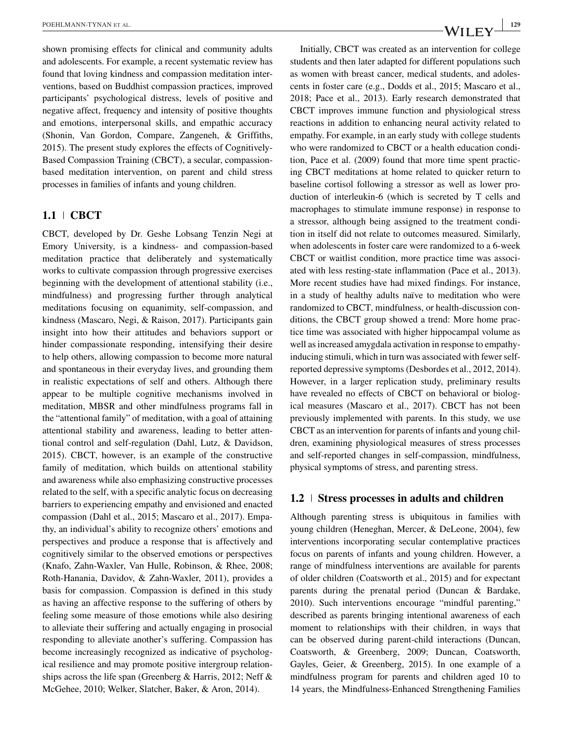shown promising effects for clinical and community adults and adolescents. For example, a recent systematic review has found that loving kindness and compassion meditation interventions, based on Buddhist compassion practices, improved participants' psychological distress, levels of positive and negative affect, frequency and intensity of positive thoughts and emotions, interpersonal skills, and empathic accuracy (Shonin, Van Gordon, Compare, Zangeneh, & Griffiths, 2015). The present study explores the effects of Cognitively-Based Compassion Training (CBCT), a secular, compassion-based meditation intervention, on parent and child stress processes in families of infants and young children.

## 1.1 | CBCT

CBCT, developed by Dr. Geshe Lobsang Tenzin Negi at Emory University, is a kindness- and compassion-based meditation practice that deliberately and systematically works to cultivate compassion through progressive exercises beginning with the development of attentional stability (i.e., mindfulness) and progressing further through analytical meditations focusing on equanimity, self-compassion, and kindness (Mascaro, Negi, & Raison, 2017). Participants gain insight into how their attitudes and behaviors support or hinder compassionate responding, intensifying their desire to help others, allowing compassion to become more natural and spontaneous in their everyday lives, and grounding them in realistic expectations of self and others. Although there appear to be multiple cognitive mechanisms involved in meditation, MBSR and other mindfulness programs fall in the "attentional family" of meditation, with a goal of attaining attentional stability and awareness, leading to better attentional control and self-regulation (Dahl, Lutz, & Davidson, 2015). CBCT, however, is an example of the constructive family of meditation, which builds on attentional stability and awareness while also emphasizing constructive processes related to the self, with a specific analytic focus on decreasing barriers to experiencing empathy and envisioned and enacted compassion (Dahl et al., 2015; Mascaro et al., 2017). Empathy, an individual's ability to recognize others' emotions and perspectives and produce a response that is affectively and cognitively similar to the observed emotions or perspectives (Knafo, Zahn-Waxler, Van Hulle, Robinson, & Rhee, 2008; Roth-Hanania, Davidov, & Zahn-Waxler, 2011), provides a basis for compassion. Compassion is defined in this study as having an affective response to the suffering of others by feeling some measure of those emotions while also desiring to alleviate their suffering and actually engaging in prosocial responding to alleviate another's suffering. Compassion has become increasingly recognized as indicative of psychological resilience and may promote positive intergroup relationships across the life span (Greenberg & Harris, 2012; Neff & McGehee, 2010; Welker, Slatcher, Baker, & Aron, 2014).

Initially, CBCT was created as an intervention for college students and then later adapted for different populations such as women with breast cancer, medical students, and adolescents in foster care (e.g., Dodds et al., 2015; Mascaro et al., 2018; Pace et al., 2013). Early research demonstrated that CBCT improves immune function and physiological stress reactions in addition to enhancing neural activity related to empathy. For example, in an early study with college students who were randomized to CBCT or a health education condition, Pace et al. (2009) found that more time spent practicing CBCT meditations at home related to quicker return to baseline cortisol following a stressor as well as lower production of interleukin-6 (which is secreted by T cells and macrophages to stimulate immune response) in response to a stressor, although being assigned to the treatment condition in itself did not relate to outcomes measured. Similarly, when adolescents in foster care were randomized to a 6-week CBCT or waitlist condition, more practice time was associated with less resting-state inflammation (Pace et al., 2013). More recent studies have had mixed findings. For instance, in a study of healthy adults naïve to meditation who were randomized to CBCT, mindfulness, or health-discussion conditions, the CBCT group showed a trend: More home practice time was associated with higher hippocampal volume as well as increased amygdala activation in response to empathy-inducing stimuli, which in turn was associated with fewer self-reported depressive symptoms (Desbordes et al., 2012, 2014). However, in a larger replication study, preliminary results have revealed no effects of CBCT on behavioral or biological measures (Mascaro et al., 2017). CBCT has not been previously implemented with parents. In this study, we use CBCT as an intervention for parents of infants and young children, examining physiological measures of stress processes and self-reported changes in self-compassion, mindfulness, physical symptoms of stress, and parenting stress.

## 1.2 | Stress processes in adults and children

Although parenting stress is ubiquitous in families with young children (Heneghan, Mercer, & DeLeone, 2004), few interventions incorporating secular contemplative practices focus on parents of infants and young children. However, a range of mindfulness interventions are available for parents of older children (Coatsworth et al., 2015) and for expectant parents during the prenatal period (Duncan & Bardake, 2010). Such interventions encourage "mindful parenting," described as parents bringing intentional awareness of each moment to relationships with their children, in ways that can be observed during parent-child interactions (Duncan, Coatsworth, & Greenberg, 2009; Duncan, Coatsworth, Gayles, Geier, & Greenberg, 2015). In one example of a mindfulness program for parents and children aged 10 to 14 years, the Mindfulness-Enhanced Strengthening Families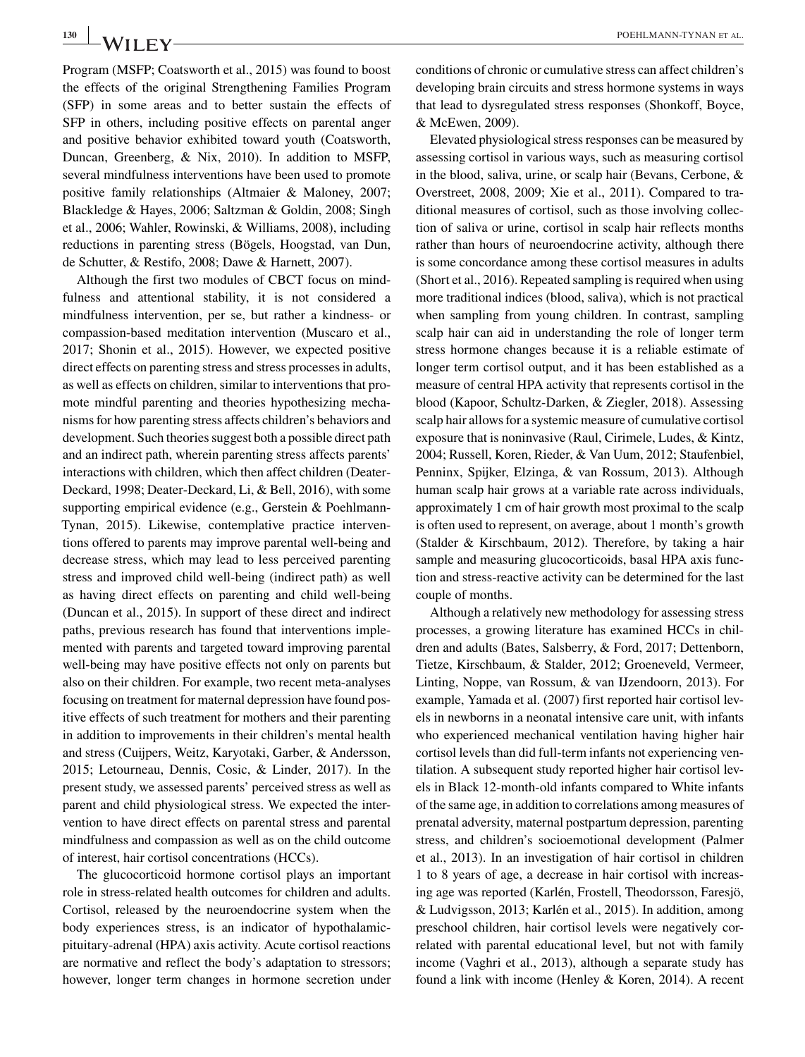Program (MSFP; Coatsworth et al., 2015) was found to boost the effects of the original Strengthening Families Program (SFP) in some areas and to better sustain the effects of SFP in others, including positive effects on parental anger and positive behavior exhibited toward youth (Coatsworth, Duncan, Greenberg, & Nix, 2010). In addition to MSFP, several mindfulness interventions have been used to promote positive family relationships (Altmaier & Maloney, 2007; Blackledge & Hayes, 2006; Saltzman & Goldin, 2008; Singh et al., 2006; Wahler, Rowinski, & Williams, 2008), including reductions in parenting stress (Bögels, Hoogstad, van Dun, de Schutter, & Restifo, 2008; Dawe & Harnett, 2007).

Although the first two modules of CBCT focus on mindfulness and attentional stability, it is not considered a mindfulness intervention, per se, but rather a kindness- or compassion-based meditation intervention (Muscaro et al., 2017; Shonin et al., 2015). However, we expected positive direct effects on parenting stress and stress processes in adults, as well as effects on children, similar to interventions that promote mindful parenting and theories hypothesizing mechanisms for how parenting stress affects children's behaviors and development. Such theories suggest both a possible direct path and an indirect path, wherein parenting stress affects parents' interactions with children, which then affect children (Deater-Deckard, 1998; Deater-Deckard, Li, & Bell, 2016), with some supporting empirical evidence (e.g., Gerstein & Poehlmann-Tynan, 2015). Likewise, contemplative practice interventions offered to parents may improve parental well-being and decrease stress, which may lead to less perceived parenting stress and improved child well-being (indirect path) as well as having direct effects on parenting and child well-being (Duncan et al., 2015). In support of these direct and indirect paths, previous research has found that interventions implemented with parents and targeted toward improving parental well-being may have positive effects not only on parents but also on their children. For example, two recent meta-analyses focusing on treatment for maternal depression have found positive effects of such treatment for mothers and their parenting in addition to improvements in their children's mental health and stress (Cuijpers, Weitz, Karyotaki, Garber, & Andersson, 2015; Letourneau, Dennis, Cosic, & Linder, 2017). In the present study, we assessed parents' perceived stress as well as parent and child physiological stress. We expected the intervention to have direct effects on parental stress and parental mindfulness and compassion as well as on the child outcome of interest, hair cortisol concentrations (HCCs).

The glucocorticoid hormone cortisol plays an important role in stress-related health outcomes for children and adults. Cortisol, released by the neuroendocrine system when the body experiences stress, is an indicator of hypothalamic-pituitary-adrenal (HPA) axis activity. Acute cortisol reactions are normative and reflect the body's adaptation to stressors; however, longer term changes in hormone secretion under conditions of chronic or cumulative stress can affect children's developing brain circuits and stress hormone systems in ways that lead to dysregulated stress responses (Shonkoff, Boyce, & McEwen, 2009).

Elevated physiological stress responses can be measured by assessing cortisol in various ways, such as measuring cortisol in the blood, saliva, urine, or scalp hair (Bevans, Cerbone, & Overstreet, 2008, 2009; Xie et al., 2011). Compared to traditional measures of cortisol, such as those involving collection of saliva or urine, cortisol in scalp hair reflects months rather than hours of neuroendocrine activity, although there is some concordance among these cortisol measures in adults (Short et al., 2016). Repeated sampling is required when using more traditional indices (blood, saliva), which is not practical when sampling from young children. In contrast, sampling scalp hair can aid in understanding the role of longer term stress hormone changes because it is a reliable estimate of longer term cortisol output, and it has been established as a measure of central HPA activity that represents cortisol in the blood (Kapoor, Schultz-Darken, & Ziegler, 2018). Assessing scalp hair allows for a systemic measure of cumulative cortisol exposure that is noninvasive (Raul, Cirimele, Ludes, & Kintz, 2004; Russell, Koren, Rieder, & Van Uum, 2012; Staufenbiel, Penninx, Spijker, Elzinga, & van Rossum, 2013). Although human scalp hair grows at a variable rate across individuals, approximately 1 cm of hair growth most proximal to the scalp is often used to represent, on average, about 1 month's growth (Stalder & Kirschbaum, 2012). Therefore, by taking a hair sample and measuring glucocorticoids, basal HPA axis function and stress-reactive activity can be determined for the last couple of months.

Although a relatively new methodology for assessing stress processes, a growing literature has examined HCCs in children and adults (Bates, Salsberry, & Ford, 2017; Dettenborn, Tietze, Kirschbaum, & Stalder, 2012; Groeneveld, Vermeer, Linting, Noppe, van Rossum, & van IJzendoorn, 2013). For example, Yamada et al. (2007) first reported hair cortisol levels in newborns in a neonatal intensive care unit, with infants who experienced mechanical ventilation having higher hair cortisol levels than did full-term infants not experiencing ventilation. A subsequent study reported higher hair cortisol levels in Black 12-month-old infants compared to White infants of the same age, in addition to correlations among measures of prenatal adversity, maternal postpartum depression, parenting stress, and children's socioemotional development (Palmer et al., 2013). In an investigation of hair cortisol in children 1 to 8 years of age, a decrease in hair cortisol with increasing age was reported (Karlén, Frostell, Theodorsson, Faresjö, & Ludvigsson, 2013; Karlén et al., 2015). In addition, among preschool children, hair cortisol levels were negatively correlated with parental educational level, but not with family income (Vaghri et al., 2013), although a separate study has found a link with income (Henley & Koren, 2014). A recent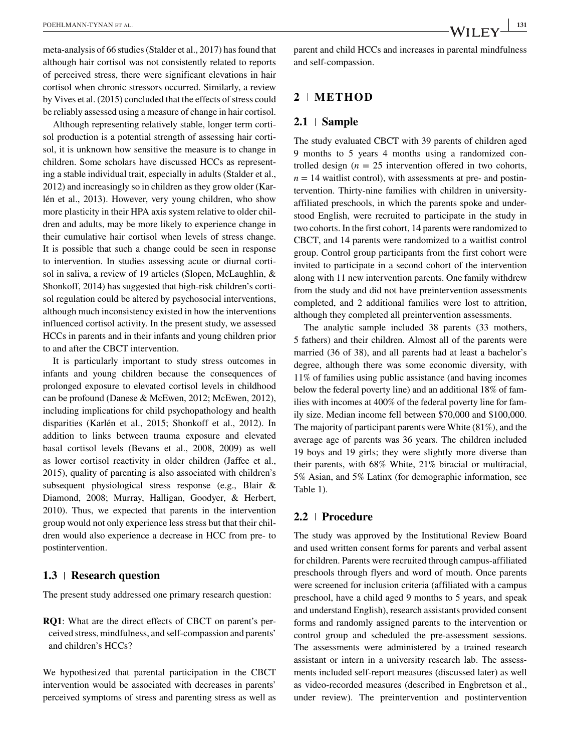meta-analysis of 66 studies (Stalder et al., 2017) has found that although hair cortisol was not consistently related to reports of perceived stress, there were significant elevations in hair cortisol when chronic stressors occurred. Similarly, a review by Vives et al. (2015) concluded that the effects of stress could be reliably assessed using a measure of change in hair cortisol.

Although representing relatively stable, longer term cortisol production is a potential strength of assessing hair cortisol, it is unknown how sensitive the measure is to change in children. Some scholars have discussed HCCs as representing a stable individual trait, especially in adults (Stalder et al., 2012) and increasingly so in children as they grow older (Karlén et al., 2013). However, very young children, who show more plasticity in their HPA axis system relative to older children and adults, may be more likely to experience change in their cumulative hair cortisol when levels of stress change. It is possible that such a change could be seen in response to intervention. In studies assessing acute or diurnal cortisol in saliva, a review of 19 articles (Slopen, McLaughlin, & Shonkoff, 2014) has suggested that high-risk children's cortisol regulation could be altered by psychosocial interventions, although much inconsistency existed in how the interventions influenced cortisol activity. In the present study, we assessed HCCs in parents and in their infants and young children prior to and after the CBCT intervention.

It is particularly important to study stress outcomes in infants and young children because the consequences of prolonged exposure to elevated cortisol levels in childhood can be profound (Danese & McEwen, 2012; McEwen, 2012), including implications for child psychopathology and health disparities (Karlén et al., 2015; Shonkoff et al., 2012). In addition to links between trauma exposure and elevated basal cortisol levels (Bevans et al., 2008, 2009) as well as lower cortisol reactivity in older children (Jaffee et al., 2015), quality of parenting is also associated with children's subsequent physiological stress response (e.g., Blair & Diamond, 2008; Murray, Halligan, Goodyer, & Herbert, 2010). Thus, we expected that parents in the intervention group would not only experience less stress but that their children would also experience a decrease in HCC from pre- to postintervention.

### 1.3 | Research question

The present study addressed one primary research question:

**RQ1**: What are the direct effects of CBCT on parent's perceived stress, mindfulness, and self-compassion and parents' and children's HCCs?

We hypothesized that parental participation in the CBCT intervention would be associated with decreases in parents' perceived symptoms of stress and parenting stress as well as parent and child HCCs and increases in parental mindfulness and self-compassion.

## 2 | METHOD

### 2.1 | Sample

The study evaluated CBCT with 39 parents of children aged 9 months to 5 years 4 months using a randomized controlled design ($n = 25$ intervention offered in two cohorts, $n = 14$ waitlist control), with assessments at pre- and postintervention. Thirty-nine families with children in university-affiliated preschools, in which the parents spoke and understood English, were recruited to participate in the study in two cohorts. In the first cohort, 14 parents were randomized to CBCT, and 14 parents were randomized to a waitlist control group. Control group participants from the first cohort were invited to participate in a second cohort of the intervention along with 11 new intervention parents. One family withdrew from the study and did not have preintervention assessments completed, and 2 additional families were lost to attrition, although they completed all preintervention assessments.

The analytic sample included 38 parents (33 mothers, 5 fathers) and their children. Almost all of the parents were married (36 of 38), and all parents had at least a bachelor's degree, although there was some economic diversity, with 11% of families using public assistance (and having incomes below the federal poverty line) and an additional 18% of families with incomes at 400% of the federal poverty line for family size. Median income fell between $70,000 and $100,000. The majority of participant parents were White (81%), and the average age of parents was 36 years. The children included 19 boys and 19 girls; they were slightly more diverse than their parents, with 68% White, 21% biracial or multiracial, 5% Asian, and 5% Latinx (for demographic information, see Table 1).

### 2.2 | Procedure

The study was approved by the Institutional Review Board and used written consent forms for parents and verbal assent for children. Parents were recruited through campus-affiliated preschools through flyers and word of mouth. Once parents were screened for inclusion criteria (affiliated with a campus preschool, have a child aged 9 months to 5 years, and speak and understand English), research assistants provided consent forms and randomly assigned parents to the intervention or control group and scheduled the pre-assessment sessions. The assessments were administered by a trained research assistant or intern in a university research lab. The assessments included self-report measures (discussed later) as well as video-recorded measures (described in Engbretson et al., under review). The preintervention and postintervention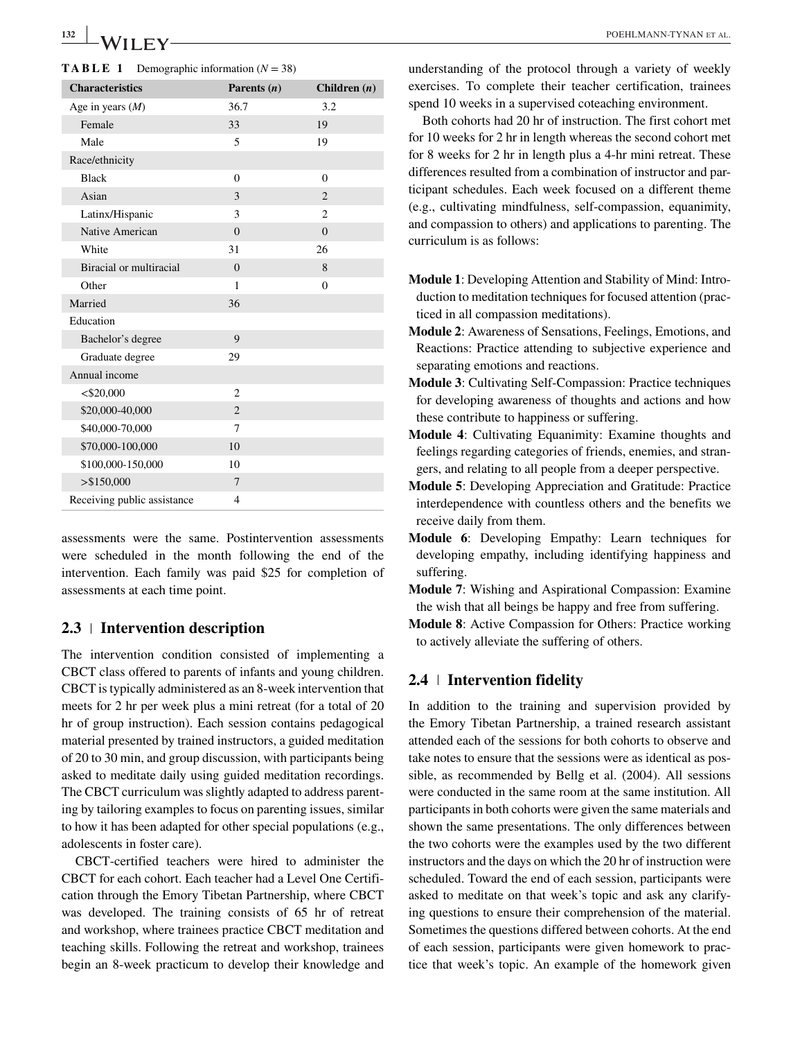**TABLE 1** Demographic information ($N = 38$)

| Characteristics | Parents (*n*) | Children (*n*) |
|---|---|---|
| Age in years (*M*) | 36.7 | 3.2 |
| Female | 33 | 19 |
| Male | 5 | 19 |
| Race/ethnicity | | |
| Black | 0 | 0 |
| Asian | 3 | 2 |
| Latinx/Hispanic | 3 | 2 |
| Native American | 0 | 0 |
| White | 31 | 26 |
| Biracial or multiracial | 0 | 8 |
| Other | 1 | 0 |
| Married | 36 | |
| Education | | |
| Bachelor's degree | 9 | |
| Graduate degree | 29 | |
| Annual income | | |
| <$20,000 | 2 | |
| $20,000-40,000 | 2 | |
| $40,000-70,000 | 7 | |
| $70,000-100,000 | 10 | |
| $100,000-150,000 | 10 | |
| >$150,000 | 7 | |
| Receiving public assistance | 4 | |

assessments were the same. Postintervention assessments were scheduled in the month following the end of the intervention. Each family was paid $25 for completion of assessments at each time point.

## 2.3 | Intervention description

The intervention condition consisted of implementing a CBCT class offered to parents of infants and young children. CBCT is typically administered as an 8-week intervention that meets for 2 hr per week plus a mini retreat (for a total of 20 hr of group instruction). Each session contains pedagogical material presented by trained instructors, a guided meditation of 20 to 30 min, and group discussion, with participants being asked to meditate daily using guided meditation recordings. The CBCT curriculum was slightly adapted to address parenting by tailoring examples to focus on parenting issues, similar to how it has been adapted for other special populations (e.g., adolescents in foster care).

CBCT-certified teachers were hired to administer the CBCT for each cohort. Each teacher had a Level One Certification through the Emory Tibetan Partnership, where CBCT was developed. The training consists of 65 hr of retreat and workshop, where trainees practice CBCT meditation and teaching skills. Following the retreat and workshop, trainees begin an 8-week practicum to develop their knowledge and understanding of the protocol through a variety of weekly exercises. To complete their teacher certification, trainees spend 10 weeks in a supervised coteaching environment.

Both cohorts had 20 hr of instruction. The first cohort met for 10 weeks for 2 hr in length whereas the second cohort met for 8 weeks for 2 hr in length plus a 4-hr mini retreat. These differences resulted from a combination of instructor and participant schedules. Each week focused on a different theme (e.g., cultivating mindfulness, self-compassion, equanimity, and compassion to others) and applications to parenting. The curriculum is as follows:

**Module 1**: Developing Attention and Stability of Mind: Introduction to meditation techniques for focused attention (practiced in all compassion meditations).

**Module 2**: Awareness of Sensations, Feelings, Emotions, and Reactions: Practice attending to subjective experience and separating emotions and reactions.

**Module 3**: Cultivating Self-Compassion: Practice techniques for developing awareness of thoughts and actions and how these contribute to happiness or suffering.

**Module 4**: Cultivating Equanimity: Examine thoughts and feelings regarding categories of friends, enemies, and strangers, and relating to all people from a deeper perspective.

**Module 5**: Developing Appreciation and Gratitude: Practice interdependence with countless others and the benefits we receive daily from them.

**Module 6**: Developing Empathy: Learn techniques for developing empathy, including identifying happiness and suffering.

**Module 7**: Wishing and Aspirational Compassion: Examine the wish that all beings be happy and free from suffering.

**Module 8**: Active Compassion for Others: Practice working to actively alleviate the suffering of others.

## 2.4 | Intervention fidelity

In addition to the training and supervision provided by the Emory Tibetan Partnership, a trained research assistant attended each of the sessions for both cohorts to observe and take notes to ensure that the sessions were as identical as possible, as recommended by Bellg et al. (2004). All sessions were conducted in the same room at the same institution. All participants in both cohorts were given the same materials and shown the same presentations. The only differences between the two cohorts were the examples used by the two different instructors and the days on which the 20 hr of instruction were scheduled. Toward the end of each session, participants were asked to meditate on that week's topic and ask any clarifying questions to ensure their comprehension of the material. Sometimes the questions differed between cohorts. At the end of each session, participants were given homework to practice that week's topic. An example of the homework given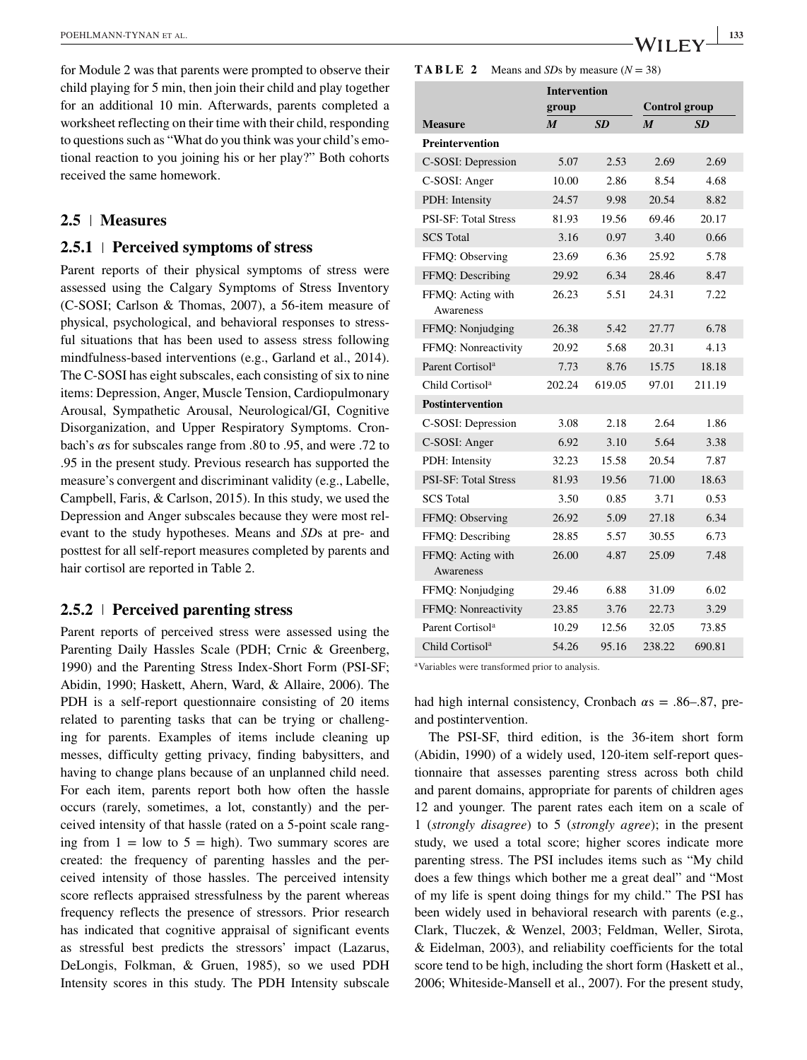for Module 2 was that parents were prompted to observe their child playing for 5 min, then join their child and play together for an additional 10 min. Afterwards, parents completed a worksheet reflecting on their time with their child, responding to questions such as "What do you think was your child's emotional reaction to you joining his or her play?" Both cohorts received the same homework.

## 2.5 | Measures

### 2.5.1 | Perceived symptoms of stress

Parent reports of their physical symptoms of stress were assessed using the Calgary Symptoms of Stress Inventory (C-SOSI; Carlson & Thomas, 2007), a 56-item measure of physical, psychological, and behavioral responses to stressful situations that has been used to assess stress following mindfulness-based interventions (e.g., Garland et al., 2014). The C-SOSI has eight subscales, each consisting of six to nine items: Depression, Anger, Muscle Tension, Cardiopulmonary Arousal, Sympathetic Arousal, Neurological/GI, Cognitive Disorganization, and Upper Respiratory Symptoms. Cronbach's $\alpha$s for subscales range from .80 to .95, and were .72 to .95 in the present study. Previous research has supported the measure's convergent and discriminant validity (e.g., Labelle, Campbell, Faris, & Carlson, 2015). In this study, we used the Depression and Anger subscales because they were most relevant to the study hypotheses. Means and *SD*s at pre- and posttest for all self-report measures completed by parents and hair cortisol are reported in Table 2.

### 2.5.2 | Perceived parenting stress

Parent reports of perceived stress were assessed using the Parenting Daily Hassles Scale (PDH; Crnic & Greenberg, 1990) and the Parenting Stress Index-Short Form (PSI-SF; Abidin, 1990; Haskett, Ahern, Ward, & Allaire, 2006). The PDH is a self-report questionnaire consisting of 20 items related to parenting tasks that can be trying or challenging for parents. Examples of items include cleaning up messes, difficulty getting privacy, finding babysitters, and having to change plans because of an unplanned child need. For each item, parents report both how often the hassle occurs (rarely, sometimes, a lot, constantly) and the perceived intensity of that hassle (rated on a 5-point scale ranging from 1 = low to 5 = high). Two summary scores are created: the frequency of parenting hassles and the perceived intensity of those hassles. The perceived intensity score reflects appraised stressfulness by the parent whereas frequency reflects the presence of stressors. Prior research has indicated that cognitive appraisal of significant events as stressful best predicts the stressors' impact (Lazarus, DeLongis, Folkman, & Gruen, 1985), so we used PDH Intensity scores in this study. The PDH Intensity subscale had high internal consistency, Cronbach $\alpha$s = .86–.87, pre- and postintervention.

The PSI-SF, third edition, is the 36-item short form (Abidin, 1990) of a widely used, 120-item self-report questionnaire that assesses parenting stress across both child and parent domains, appropriate for parents of children ages 12 and younger. The parent rates each item on a scale of 1 (*strongly disagree*) to 5 (*strongly agree*); in the present study, we used a total score; higher scores indicate more parenting stress. The PSI includes items such as "My child does a few things which bother me a great deal" and "Most of my life is spent doing things for my child." The PSI has been widely used in behavioral research with parents (e.g., Clark, Tluczek, & Wenzel, 2003; Feldman, Weller, Sirota, & Eidelman, 2003), and reliability coefficients for the total score tend to be high, including the short form (Haskett et al., 2006; Whiteside-Mansell et al., 2007). For the present study,

**TABLE 2** Means and *SD*s by measure ($N = 38$)

| | Intervention group | | Control group | |
|---|---|---|---|---|
| **Measure** | ***M*** | ***SD*** | ***M*** | ***SD*** |
| **Preintervention** | | | | |
| C-SOSI: Depression | 5.07 | 2.53 | 2.69 | 2.69 |
| C-SOSI: Anger | 10.00 | 2.86 | 8.54 | 4.68 |
| PDH: Intensity | 24.57 | 9.98 | 20.54 | 8.82 |
| PSI-SF: Total Stress | 81.93 | 19.56 | 69.46 | 20.17 |
| SCS Total | 3.16 | 0.97 | 3.40 | 0.66 |
| FFMQ: Observing | 23.69 | 6.36 | 25.92 | 5.78 |
| FFMQ: Describing | 29.92 | 6.34 | 28.46 | 8.47 |
| FFMQ: Acting with Awareness | 26.23 | 5.51 | 24.31 | 7.22 |
| FFMQ: Nonjudging | 26.38 | 5.42 | 27.77 | 6.78 |
| FFMQ: Nonreactivity | 20.92 | 5.68 | 20.31 | 4.13 |
| Parent Cortisol[a] | 7.73 | 8.76 | 15.75 | 18.18 |
| Child Cortisol[a] | 202.24 | 619.05 | 97.01 | 211.19 |
| **Postintervention** | | | | |
| C-SOSI: Depression | 3.08 | 2.18 | 2.64 | 1.86 |
| C-SOSI: Anger | 6.92 | 3.10 | 5.64 | 3.38 |
| PDH: Intensity | 32.23 | 15.58 | 20.54 | 7.87 |
| PSI-SF: Total Stress | 81.93 | 19.56 | 71.00 | 18.63 |
| SCS Total | 3.50 | 0.85 | 3.71 | 0.53 |
| FFMQ: Observing | 26.92 | 5.09 | 27.18 | 6.34 |
| FFMQ: Describing | 28.85 | 5.57 | 30.55 | 6.73 |
| FFMQ: Acting with Awareness | 26.00 | 4.87 | 25.09 | 7.48 |
| FFMQ: Nonjudging | 29.46 | 6.88 | 31.09 | 6.02 |
| FFMQ: Nonreactivity | 23.85 | 3.76 | 22.73 | 3.29 |
| Parent Cortisol[a] | 10.29 | 12.56 | 32.05 | 73.85 |
| Child Cortisol[a] | 54.26 | 95.16 | 238.22 | 690.81 |

[a]Variables were transformed prior to analysis.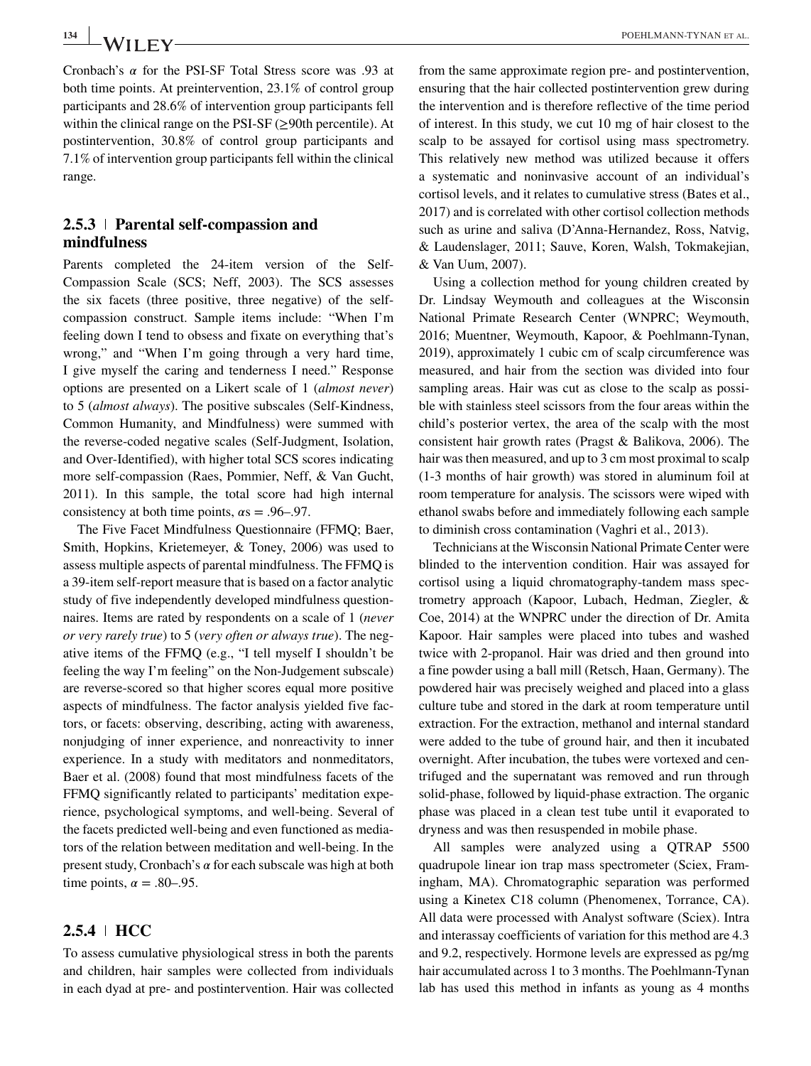Cronbach's $\alpha$ for the PSI-SF Total Stress score was .93 at both time points. At preintervention, 23.1% of control group participants and 28.6% of intervention group participants fell within the clinical range on the PSI-SF (≥90th percentile). At postintervention, 30.8% of control group participants and 7.1% of intervention group participants fell within the clinical range.

### 2.5.3 | Parental self-compassion and mindfulness

Parents completed the 24-item version of the Self-Compassion Scale (SCS; Neff, 2003). The SCS assesses the six facets (three positive, three negative) of the self-compassion construct. Sample items include: "When I'm feeling down I tend to obsess and fixate on everything that's wrong," and "When I'm going through a very hard time, I give myself the caring and tenderness I need." Response options are presented on a Likert scale of 1 (*almost never*) to 5 (*almost always*). The positive subscales (Self-Kindness, Common Humanity, and Mindfulness) were summed with the reverse-coded negative scales (Self-Judgment, Isolation, and Over-Identified), with higher total SCS scores indicating more self-compassion (Raes, Pommier, Neff, & Van Gucht, 2011). In this sample, the total score had high internal consistency at both time points, $\alpha$s = .96–.97.

The Five Facet Mindfulness Questionnaire (FFMQ; Baer, Smith, Hopkins, Krietemeyer, & Toney, 2006) was used to assess multiple aspects of parental mindfulness. The FFMQ is a 39-item self-report measure that is based on a factor analytic study of five independently developed mindfulness questionnaires. Items are rated by respondents on a scale of 1 (*never or very rarely true*) to 5 (*very often or always true*). The negative items of the FFMQ (e.g., "I tell myself I shouldn't be feeling the way I'm feeling" on the Non-Judgement subscale) are reverse-scored so that higher scores equal more positive aspects of mindfulness. The factor analysis yielded five factors, or facets: observing, describing, acting with awareness, nonjudging of inner experience, and nonreactivity to inner experience. In a study with meditators and nonmeditators, Baer et al. (2008) found that most mindfulness facets of the FFMQ significantly related to participants' meditation experience, psychological symptoms, and well-being. Several of the facets predicted well-being and even functioned as mediators of the relation between meditation and well-being. In the present study, Cronbach's $\alpha$ for each subscale was high at both time points, $\alpha$ = .80–.95.

### 2.5.4 | HCC

To assess cumulative physiological stress in both the parents and children, hair samples were collected from individuals in each dyad at pre- and postintervention. Hair was collected from the same approximate region pre- and postintervention, ensuring that the hair collected postintervention grew during the intervention and is therefore reflective of the time period of interest. In this study, we cut 10 mg of hair closest to the scalp to be assayed for cortisol using mass spectrometry. This relatively new method was utilized because it offers a systematic and noninvasive account of an individual's cortisol levels, and it relates to cumulative stress (Bates et al., 2017) and is correlated with other cortisol collection methods such as urine and saliva (D'Anna-Hernandez, Ross, Natvig, & Laudenslager, 2011; Sauve, Koren, Walsh, Tokmakejian, & Van Uum, 2007).

Using a collection method for young children created by Dr. Lindsay Weymouth and colleagues at the Wisconsin National Primate Research Center (WNPRC; Weymouth, 2016; Muentner, Weymouth, Kapoor, & Poehlmann-Tynan, 2019), approximately 1 cubic cm of scalp circumference was measured, and hair from the section was divided into four sampling areas. Hair was cut as close to the scalp as possible with stainless steel scissors from the four areas within the child's posterior vertex, the area of the scalp with the most consistent hair growth rates (Pragst & Balikova, 2006). The hair was then measured, and up to 3 cm most proximal to scalp (1-3 months of hair growth) was stored in aluminum foil at room temperature for analysis. The scissors were wiped with ethanol swabs before and immediately following each sample to diminish cross contamination (Vaghri et al., 2013).

Technicians at the Wisconsin National Primate Center were blinded to the intervention condition. Hair was assayed for cortisol using a liquid chromatography-tandem mass spectrometry approach (Kapoor, Lubach, Hedman, Ziegler, & Coe, 2014) at the WNPRC under the direction of Dr. Amita Kapoor. Hair samples were placed into tubes and washed twice with 2-propanol. Hair was dried and then ground into a fine powder using a ball mill (Retsch, Haan, Germany). The powdered hair was precisely weighed and placed into a glass culture tube and stored in the dark at room temperature until extraction. For the extraction, methanol and internal standard were added to the tube of ground hair, and then it incubated overnight. After incubation, the tubes were vortexed and centrifuged and the supernatant was removed and run through solid-phase, followed by liquid-phase extraction. The organic phase was placed in a clean test tube until it evaporated to dryness and was then resuspended in mobile phase.

All samples were analyzed using a QTRAP 5500 quadrupole linear ion trap mass spectrometer (Sciex, Framingham, MA). Chromatographic separation was performed using a Kinetex C18 column (Phenomenex, Torrance, CA). All data were processed with Analyst software (Sciex). Intra and interassay coefficients of variation for this method are 4.3 and 9.2, respectively. Hormone levels are expressed as pg/mg hair accumulated across 1 to 3 months. The Poehlmann-Tynan lab has used this method in infants as young as 4 months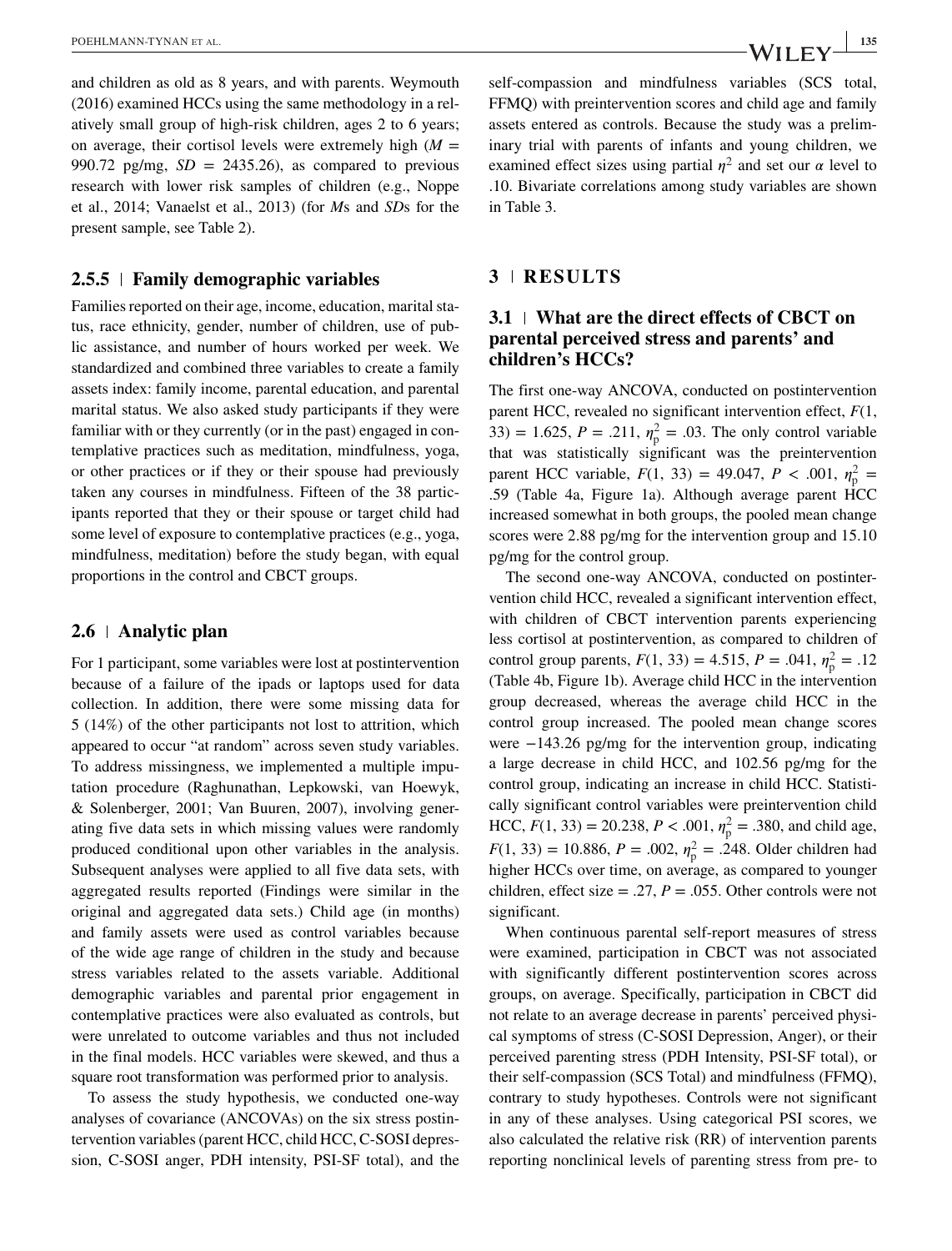and children as old as 8 years, and with parents. Weymouth (2016) examined HCCs using the same methodology in a relatively small group of high-risk children, ages 2 to 6 years; on average, their cortisol levels were extremely high ($M$ = 990.72 pg/mg, $SD$ = 2435.26), as compared to previous research with lower risk samples of children (e.g., Noppe et al., 2014; Vanaelst et al., 2013) (for $M$s and $SD$s for the present sample, see Table 2).

### 2.5.5 | Family demographic variables

Families reported on their age, income, education, marital status, race ethnicity, gender, number of children, use of public assistance, and number of hours worked per week. We standardized and combined three variables to create a family assets index: family income, parental education, and parental marital status. We also asked study participants if they were familiar with or they currently (or in the past) engaged in contemplative practices such as meditation, mindfulness, yoga, or other practices or if they or their spouse had previously taken any courses in mindfulness. Fifteen of the 38 participants reported that they or their spouse or target child had some level of exposure to contemplative practices (e.g., yoga, mindfulness, meditation) before the study began, with equal proportions in the control and CBCT groups.

## 2.6 | Analytic plan

For 1 participant, some variables were lost at postintervention because of a failure of the ipads or laptops used for data collection. In addition, there were some missing data for 5 (14%) of the other participants not lost to attrition, which appeared to occur "at random" across seven study variables. To address missingness, we implemented a multiple imputation procedure (Raghunathan, Lepkowski, van Hoewyk, & Solenberger, 2001; Van Buuren, 2007), involving generating five data sets in which missing values were randomly produced conditional upon other variables in the analysis. Subsequent analyses were applied to all five data sets, with aggregated results reported (Findings were similar in the original and aggregated data sets.) Child age (in months) and family assets were used as control variables because of the wide age range of children in the study and because stress variables related to the assets variable. Additional demographic variables and parental prior engagement in contemplative practices were also evaluated as controls, but were unrelated to outcome variables and thus not included in the final models. HCC variables were skewed, and thus a square root transformation was performed prior to analysis.

To assess the study hypothesis, we conducted one-way analyses of covariance (ANCOVAs) on the six stress postintervention variables (parent HCC, child HCC, C-SOSI depression, C-SOSI anger, PDH intensity, PSI-SF total), and the self-compassion and mindfulness variables (SCS total, FFMQ) with preintervention scores and child age and family assets entered as controls. Because the study was a preliminary trial with parents of infants and young children, we examined effect sizes using partial $\eta^2$ and set our $\alpha$ level to .10. Bivariate correlations among study variables are shown in Table 3.

# 3 | RESULTS

## 3.1 | What are the direct effects of CBCT on parental perceived stress and parents' and children's HCCs?

The first one-way ANCOVA, conducted on postintervention parent HCC, revealed no significant intervention effect, $F(1, 33) = 1.625$, $P = .211$, $\eta_p^2 = .03$. The only control variable that was statistically significant was the preintervention parent HCC variable, $F(1, 33) = 49.047$, $P < .001$, $\eta_p^2 = .59$ (Table 4a, Figure 1a). Although average parent HCC increased somewhat in both groups, the pooled mean change scores were 2.88 pg/mg for the intervention group and 15.10 pg/mg for the control group.

The second one-way ANCOVA, conducted on postintervention child HCC, revealed a significant intervention effect, with children of CBCT intervention parents experiencing less cortisol at postintervention, as compared to children of control group parents, $F(1, 33) = 4.515$, $P = .041$, $\eta_p^2 = .12$ (Table 4b, Figure 1b). Average child HCC in the intervention group decreased, whereas the average child HCC in the control group increased. The pooled mean change scores were −143.26 pg/mg for the intervention group, indicating a large decrease in child HCC, and 102.56 pg/mg for the control group, indicating an increase in child HCC. Statistically significant control variables were preintervention child HCC, $F(1, 33) = 20.238$, $P < .001$, $\eta_p^2 = .380$, and child age, $F(1, 33) = 10.886$, $P = .002$, $\eta_p^2 = .248$. Older children had higher HCCs over time, on average, as compared to younger children, effect size = .27, $P = .055$. Other controls were not significant.

When continuous parental self-report measures of stress were examined, participation in CBCT was not associated with significantly different postintervention scores across groups, on average. Specifically, participation in CBCT did not relate to an average decrease in parents' perceived physical symptoms of stress (C-SOSI Depression, Anger), or their perceived parenting stress (PDH Intensity, PSI-SF total), or their self-compassion (SCS Total) and mindfulness (FFMQ), contrary to study hypotheses. Controls were not significant in any of these analyses. Using categorical PSI scores, we also calculated the relative risk (RR) of intervention parents reporting nonclinical levels of parenting stress from pre- to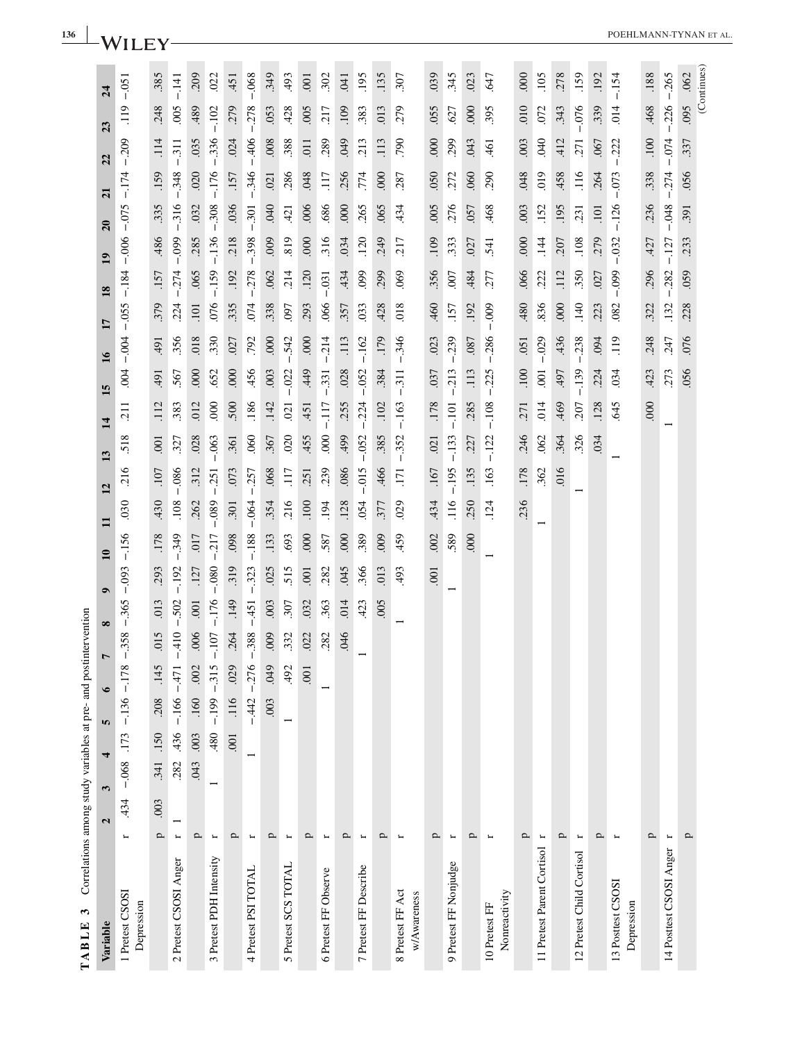**TABLE 3** Correlations among study variables at pre- and postintervention

| Variable | | 2 | 3 | 4 | 5 | 6 | 7 | 8 | 9 | 10 | 11 | 12 | 13 | 14 | 15 | 16 | 17 | 18 | 19 | 20 | 21 | 22 | 23 | 24 |
|---|---|---|---|---|---|---|---|---|---|---|---|---|---|---|---|---|---|---|---|---|---|---|---|---|
| 1 Pretest CSOSI Depression | r | .434 | −.068 | .173 | −.136 | −.178 | −.358 | −.365 | −.093 | −.156 | .030 | .216 | .518 | .211 | .004 | −.004 | −.055 | −.184 | −.006 | −.075 | −.174 | −.209 | .119 | −.051 |
| | p | .003 | .341 | .150 | .208 | .145 | .015 | .013 | .293 | .178 | .430 | .107 | .001 | .112 | .491 | .491 | .379 | .157 | .486 | .335 | .159 | .114 | .248 | .385 |
| 2 Pretest CSOSI Anger | r | 1 | .282 | .436 | −.166 | −.471 | −.410 | −.502 | −.192 | −.349 | .108 | −.086 | .327 | .383 | .567 | .356 | .224 | −.274 | −.099 | −.316 | −.348 | −.311 | .005 | −.141 |
| | p | | .043 | .003 | .160 | .002 | .006 | .001 | .127 | .017 | .262 | .312 | .028 | .012 | .000 | .018 | .101 | .065 | .285 | .032 | .020 | .035 | .489 | .209 |
| 3 Pretest PDH Intensity | r | | 1 | .480 | −.199 | −.315 | −.107 | −.176 | −.080 | −.217 | −.089 | −.251 | −.063 | .000 | .652 | .330 | .076 | −.159 | −.136 | −.308 | −.176 | −.336 | −.102 | .022 |
| | p | | | .001 | .116 | .029 | .264 | .149 | .319 | .098 | .301 | .073 | .361 | .500 | .000 | .027 | .335 | .192 | .218 | .036 | .157 | .024 | .279 | .451 |
| 4 Pretest PSI TOTAL | r | | | 1 | −.442 | −.276 | −.388 | −.451 | −.323 | −.188 | −.064 | −.257 | .060 | .186 | .456 | .792 | .074 | −.278 | −.398 | −.301 | −.346 | −.406 | −.278 | −.068 |
| | p | | | | .003 | .049 | .009 | .003 | .025 | .133 | .354 | .068 | .367 | .142 | .003 | .000 | .338 | .062 | .009 | .040 | .021 | .008 | .053 | .349 |
| 5 Pretest SCS TOTAL | r | | | | 1 | .492 | .332 | .307 | .515 | .693 | .216 | .117 | .020 | .021 | −.022 | −.542 | .097 | .214 | .819 | .421 | .286 | .388 | .428 | .493 |
| | p | | | | | .001 | .022 | .032 | .001 | .000 | .100 | .251 | .455 | .451 | .449 | .000 | .293 | .120 | .000 | .006 | .048 | .011 | .005 | .001 |
| 6 Pretest FF Observe | r | | | | | 1 | .282 | .363 | .282 | .587 | .194 | .239 | .000 | −.117 | −.331 | −.214 | .066 | −.031 | .316 | .686 | .117 | .289 | .217 | .302 |
| | p | | | | | | .046 | .014 | .045 | .000 | .128 | .086 | .499 | .255 | .028 | .113 | .357 | .434 | .034 | .000 | .256 | .049 | .109 | .041 |
| 7 Pretest FF Describe | r | | | | | | 1 | .423 | .366 | .389 | .054 | −.015 | −.052 | −.224 | −.052 | −.162 | .033 | .099 | .120 | .265 | .774 | .213 | .383 | .195 |
| | p | | | | | | | .005 | .013 | .009 | .377 | .466 | .385 | .102 | .384 | .179 | .428 | .299 | .249 | .065 | .000 | .113 | .013 | .135 |
| 8 Pretest FF Act w/Awareness | r | | | | | | | 1 | .493 | .459 | .029 | .171 | −.352 | −.163 | −.311 | −.346 | .018 | .069 | .217 | .434 | .287 | .790 | .279 | .307 |
| | p | | | | | | | | .001 | .002 | .434 | .167 | .021 | .178 | .037 | .023 | .460 | .356 | .109 | .005 | .050 | .000 | .055 | .039 |
| 9 Pretest FF Nonjudge | r | | | | | | | | 1 | .589 | .116 | −.195 | −.133 | −.101 | −.213 | −.239 | .157 | .007 | .333 | .276 | .272 | .299 | .627 | .345 |
| | p | | | | | | | | | .000 | .250 | .135 | .227 | .285 | .113 | .087 | .192 | .484 | .027 | .057 | .060 | .043 | .000 | .023 |
| 10 Pretest FF Nonreactivity | r | | | | | | | | | 1 | .124 | .163 | −.122 | −.108 | −.225 | −.286 | −.009 | .277 | .541 | .468 | .290 | .461 | .395 | .647 |
| | p | | | | | | | | | | .236 | .178 | .246 | .271 | .100 | .051 | .480 | .066 | .000 | .003 | .048 | .003 | .010 | .000 |
| 11 Pretest Parent Cortisol | r | | | | | | | | | | 1 | .362 | .062 | .014 | .001 | −.029 | .836 | .222 | .144 | .152 | .019 | .040 | .072 | .105 |
| | p | | | | | | | | | | | .016 | .364 | .469 | .497 | .436 | .000 | .112 | .207 | .195 | .458 | .412 | .343 | .278 |
| 12 Pretest Child Cortisol | r | | | | | | | | | | | 1 | .326 | .207 | −.139 | −.238 | .140 | .350 | .108 | .231 | .116 | .271 | −.076 | .159 |
| | p | | | | | | | | | | | | .034 | .128 | .224 | .094 | .223 | .027 | .279 | .101 | .264 | .067 | .339 | .192 |
| 13 Posttest CSOSI Depression | r | | | | | | | | | | | | 1 | .645 | .034 | .119 | .082 | −.099 | −.032 | −.126 | −.073 | −.222 | .014 | −.154 |
| | p | | | | | | | | | | | | | .000 | .423 | .248 | .322 | .296 | .427 | .236 | .338 | .100 | .468 | .188 |
| 14 Posttest CSOSI Anger | r | | | | | | | | | | | | | 1 | .273 | .247 | .132 | −.282 | −.127 | −.048 | −.274 | −.074 | −.226 | −.265 |
| | p | | | | | | | | | | | | | | .056 | .076 | .228 | .059 | .233 | .391 | .056 | .337 | .095 | .062 |

(Continues)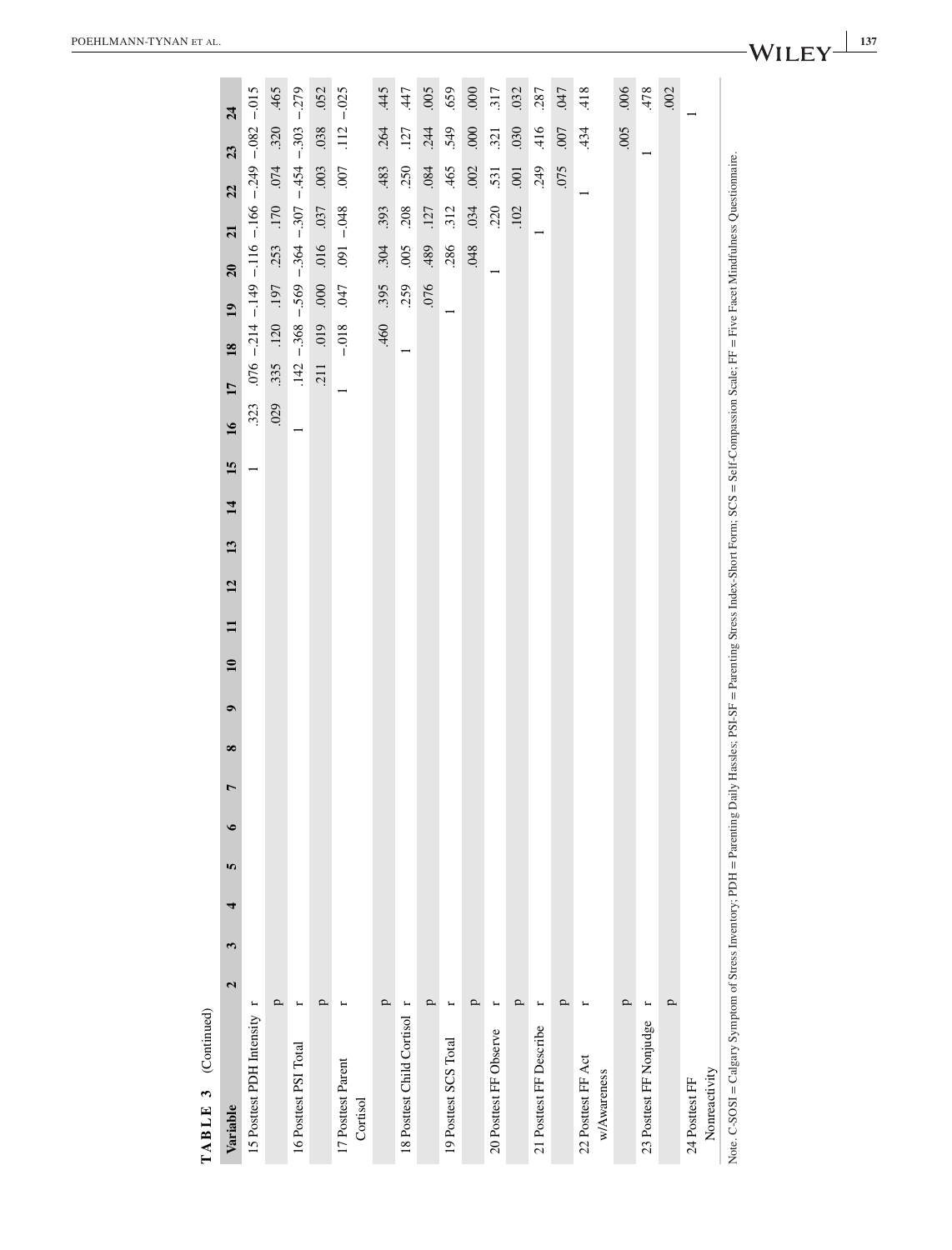**TABLE 3** (Continued)

| Variable | | 2 | 3 | 4 | 5 | 6 | 7 | 8 | 9 | 10 | 11 | 12 | 13 | 14 | 15 | 16 | 17 | 18 | 19 | 20 | 21 | 22 | 23 | 24 |
|---|---|---|---|---|---|---|---|---|---|---|---|---|---|---|---|---|---|---|---|---|---|---|---|---|
| 15 Posttest PDH Intensity | r | | | | | | | | | | | | | | 1 | .323 | .076 | −.214 | −.149 | −.116 | −.166 | −.249 | −.082 | −.015 |
| | p | | | | | | | | | | | | | | | .029 | .335 | .120 | .197 | .253 | .170 | .074 | .320 | .465 |
| 16 Posttest PSI Total | r | | | | | | | | | | | | | | | 1 | .142 | −.368 | −.569 | −.364 | −.307 | −.454 | −.303 | −.279 |
| | p | | | | | | | | | | | | | | | | .211 | .019 | .000 | .016 | .037 | .003 | .038 | .052 |
| 17 Posttest Parent Cortisol | r | | | | | | | | | | | | | | | | 1 | −.018 | .047 | .091 | −.048 | .007 | .112 | −.025 |
| | p | | | | | | | | | | | | | | | | | .460 | .395 | .304 | .393 | .483 | .264 | .445 |
| 18 Posttest Child Cortisol | r | | | | | | | | | | | | | | | | | 1 | .259 | .005 | .208 | .250 | .127 | .447 |
| | p | | | | | | | | | | | | | | | | | | .076 | .489 | .127 | .084 | .244 | .005 |
| 19 Posttest SCS Total | r | | | | | | | | | | | | | | | | | | 1 | .286 | .312 | .465 | .549 | .659 |
| | p | | | | | | | | | | | | | | | | | | | .048 | .034 | .002 | .000 | .000 |
| 20 Posttest FF Observe | r | | | | | | | | | | | | | | | | | | | 1 | .220 | .531 | .321 | .317 |
| | p | | | | | | | | | | | | | | | | | | | | .102 | .001 | .030 | .032 |
| 21 Posttest FF Describe | r | | | | | | | | | | | | | | | | | | | | 1 | .249 | .416 | .287 |
| | p | | | | | | | | | | | | | | | | | | | | | .075 | .007 | .047 |
| 22 Posttest FF Act w/Awareness | r | | | | | | | | | | | | | | | | | | | | | 1 | .434 | .418 |
| | p | | | | | | | | | | | | | | | | | | | | | | .005 | .006 |
| 23 Posttest FF Nonjudge | r | | | | | | | | | | | | | | | | | | | | | | 1 | .478 |
| | p | | | | | | | | | | | | | | | | | | | | | | | .002 |
| 24 Posttest FF Nonreactivity | | | | | | | | | | | | | | | | | | | | | | | | 1 |

Note. C-SOSI = Calgary Symptom of Stress Inventory; PDH = Parenting Daily Hassles; PSI-SF = Parenting Stress Index-Short Form; SCS = Self-Compassion Scale; FF = Five Facet Mindfulness Questionnaire.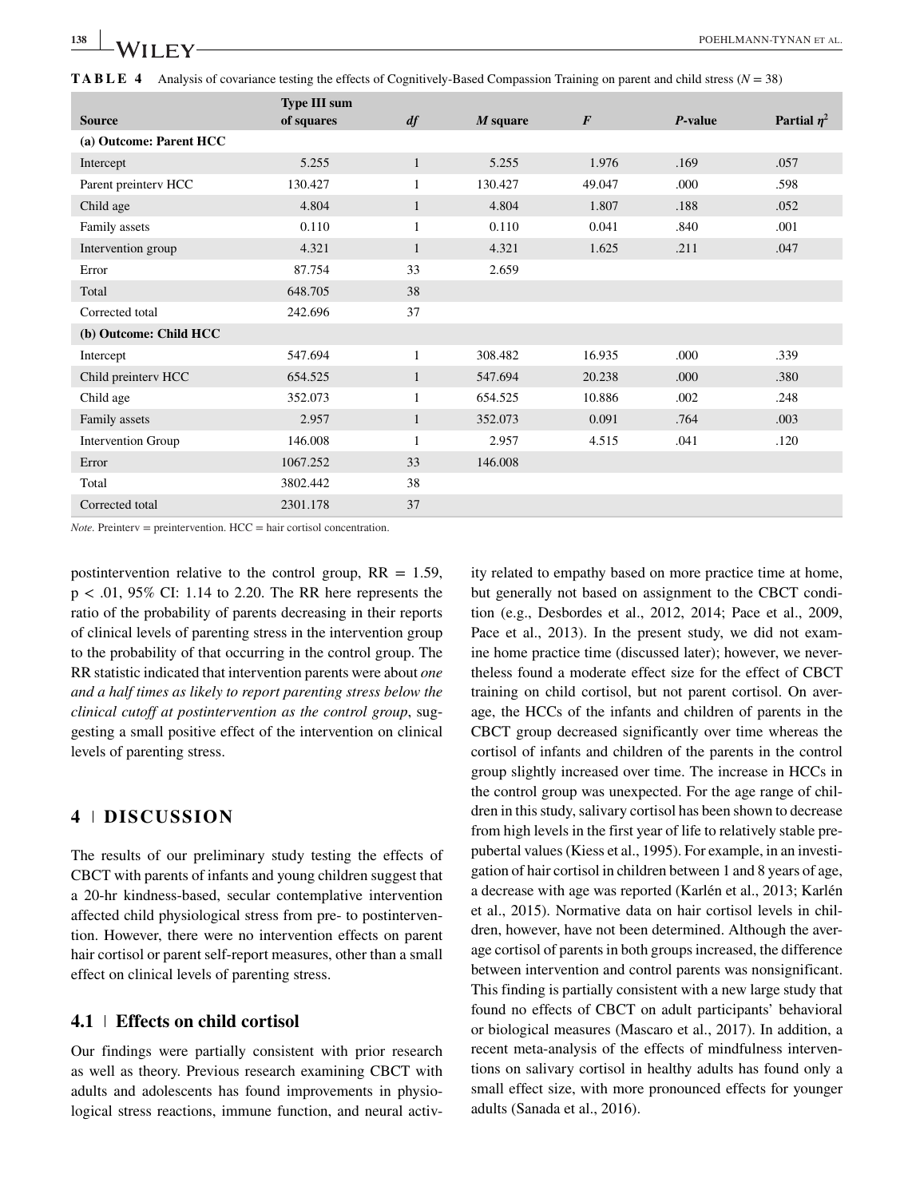**TABLE 4** Analysis of covariance testing the effects of Cognitively-Based Compassion Training on parent and child stress ($N = 38$)

| Source | Type III sum of squares | *df* | *M* square | *F* | *P*-value | Partial $\eta^2$ |
|---|---|---|---|---|---|---|
| **(a) Outcome: Parent HCC** | | | | | | |
| Intercept | 5.255 | 1 | 5.255 | 1.976 | .169 | .057 |
| Parent preinterv HCC | 130.427 | 1 | 130.427 | 49.047 | .000 | .598 |
| Child age | 4.804 | 1 | 4.804 | 1.807 | .188 | .052 |
| Family assets | 0.110 | 1 | 0.110 | 0.041 | .840 | .001 |
| Intervention group | 4.321 | 1 | 4.321 | 1.625 | .211 | .047 |
| Error | 87.754 | 33 | 2.659 | | | |
| Total | 648.705 | 38 | | | | |
| Corrected total | 242.696 | 37 | | | | |
| **(b) Outcome: Child HCC** | | | | | | |
| Intercept | 547.694 | 1 | 308.482 | 16.935 | .000 | .339 |
| Child preinterv HCC | 654.525 | 1 | 547.694 | 20.238 | .000 | .380 |
| Child age | 352.073 | 1 | 654.525 | 10.886 | .002 | .248 |
| Family assets | 2.957 | 1 | 352.073 | 0.091 | .764 | .003 |
| Intervention Group | 146.008 | 1 | 2.957 | 4.515 | .041 | .120 |
| Error | 1067.252 | 33 | 146.008 | | | |
| Total | 3802.442 | 38 | | | | |
| Corrected total | 2301.178 | 37 | | | | |

*Note*. Preinterv = preintervention. HCC = hair cortisol concentration.

postintervention relative to the control group, RR = 1.59, $p < .01$, 95% CI: 1.14 to 2.20. The RR here represents the ratio of the probability of parents decreasing in their reports of clinical levels of parenting stress in the intervention group to the probability of that occurring in the control group. The RR statistic indicated that intervention parents were about *one and a half times as likely to report parenting stress below the clinical cutoff at postintervention as the control group*, suggesting a small positive effect of the intervention on clinical levels of parenting stress.

## 4 | DISCUSSION

The results of our preliminary study testing the effects of CBCT with parents of infants and young children suggest that a 20-hr kindness-based, secular contemplative intervention affected child physiological stress from pre- to postintervention. However, there were no intervention effects on parent hair cortisol or parent self-report measures, other than a small effect on clinical levels of parenting stress.

### 4.1 | Effects on child cortisol

Our findings were partially consistent with prior research as well as theory. Previous research examining CBCT with adults and adolescents has found improvements in physiological stress reactions, immune function, and neural activity related to empathy based on more practice time at home, but generally not based on assignment to the CBCT condition (e.g., Desbordes et al., 2012, 2014; Pace et al., 2009, Pace et al., 2013). In the present study, we did not examine home practice time (discussed later); however, we nevertheless found a moderate effect size for the effect of CBCT training on child cortisol, but not parent cortisol. On average, the HCCs of the infants and children of parents in the CBCT group decreased significantly over time whereas the cortisol of infants and children of the parents in the control group slightly increased over time. The increase in HCCs in the control group was unexpected. For the age range of children in this study, salivary cortisol has been shown to decrease from high levels in the first year of life to relatively stable prepubertal values (Kiess et al., 1995). For example, in an investigation of hair cortisol in children between 1 and 8 years of age, a decrease with age was reported (Karlén et al., 2013; Karlén et al., 2015). Normative data on hair cortisol levels in children, however, have not been determined. Although the average cortisol of parents in both groups increased, the difference between intervention and control parents was nonsignificant. This finding is partially consistent with a new large study that found no effects of CBCT on adult participants' behavioral or biological measures (Mascaro et al., 2017). In addition, a recent meta-analysis of the effects of mindfulness interventions on salivary cortisol in healthy adults has found only a small effect size, with more pronounced effects for younger adults (Sanada et al., 2016).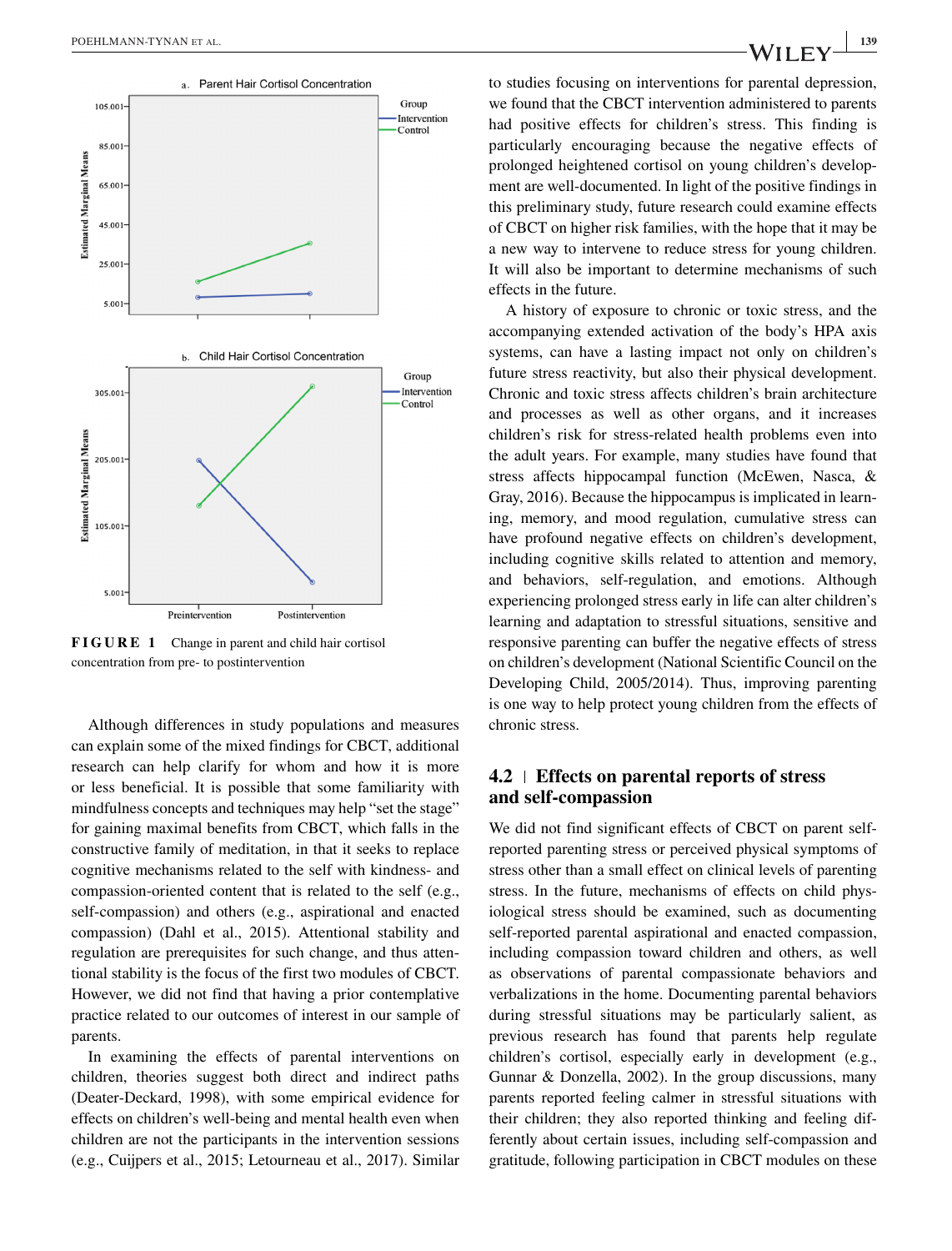a. Parent Hair Cortisol Concentration

Group
Intervention
Control

Estimated Marginal Means

105.001
85.001
65.001
45.001
25.001
5.001

b. Child Hair Cortisol Concentration

Group
Intervention
Control

Estimated Marginal Means

305.001
205.001
105.001
5.001

Preintervention
Postintervention

**FIGURE 1** Change in parent and child hair cortisol concentration from pre- to postintervention

Although differences in study populations and measures can explain some of the mixed findings for CBCT, additional research can help clarify for whom and how it is more or less beneficial. It is possible that some familiarity with mindfulness concepts and techniques may help "set the stage" for gaining maximal benefits from CBCT, which falls in the constructive family of meditation, in that it seeks to replace cognitive mechanisms related to the self with kindness- and compassion-oriented content that is related to the self (e.g., self-compassion) and others (e.g., aspirational and enacted compassion) (Dahl et al., 2015). Attentional stability and regulation are prerequisites for such change, and thus attentional stability is the focus of the first two modules of CBCT. However, we did not find that having a prior contemplative practice related to our outcomes of interest in our sample of parents.

In examining the effects of parental interventions on children, theories suggest both direct and indirect paths (Deater-Deckard, 1998), with some empirical evidence for effects on children's well-being and mental health even when children are not the participants in the intervention sessions (e.g., Cuijpers et al., 2015; Letourneau et al., 2017). Similar to studies focusing on interventions for parental depression, we found that the CBCT intervention administered to parents had positive effects for children's stress. This finding is particularly encouraging because the negative effects of prolonged heightened cortisol on young children's development are well-documented. In light of the positive findings in this preliminary study, future research could examine effects of CBCT on higher risk families, with the hope that it may be a new way to intervene to reduce stress for young children. It will also be important to determine mechanisms of such effects in the future.

A history of exposure to chronic or toxic stress, and the accompanying extended activation of the body's HPA axis systems, can have a lasting impact not only on children's future stress reactivity, but also their physical development. Chronic and toxic stress affects children's brain architecture and processes as well as other organs, and it increases children's risk for stress-related health problems even into the adult years. For example, many studies have found that stress affects hippocampal function (McEwen, Nasca, & Gray, 2016). Because the hippocampus is implicated in learning, memory, and mood regulation, cumulative stress can have profound negative effects on children's development, including cognitive skills related to attention and memory, and behaviors, self-regulation, and emotions. Although experiencing prolonged stress early in life can alter children's learning and adaptation to stressful situations, sensitive and responsive parenting can buffer the negative effects of stress on children's development (National Scientific Council on the Developing Child, 2005/2014). Thus, improving parenting is one way to help protect young children from the effects of chronic stress.

## 4.2 | Effects on parental reports of stress and self-compassion

We did not find significant effects of CBCT on parent self-reported parenting stress or perceived physical symptoms of stress other than a small effect on clinical levels of parenting stress. In the future, mechanisms of effects on child physiological stress should be examined, such as documenting self-reported parental aspirational and enacted compassion, including compassion toward children and others, as well as observations of parental compassionate behaviors and verbalizations in the home. Documenting parental behaviors during stressful situations may be particularly salient, as previous research has found that parents help regulate children's cortisol, especially early in development (e.g., Gunnar & Donzella, 2002). In the group discussions, many parents reported feeling calmer in stressful situations with their children; they also reported thinking and feeling differently about certain issues, including self-compassion and gratitude, following participation in CBCT modules on these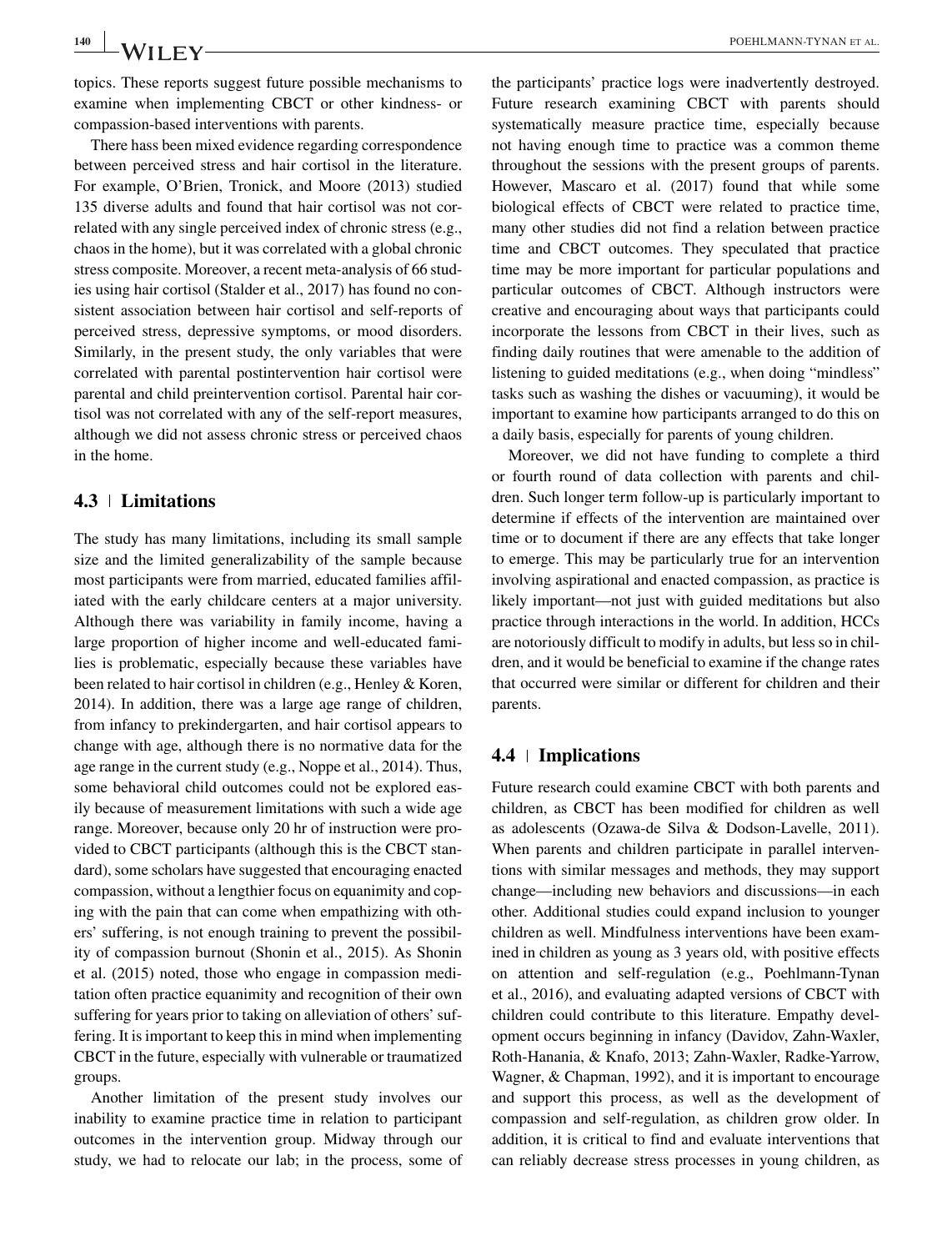topics. These reports suggest future possible mechanisms to examine when implementing CBCT or other kindness- or compassion-based interventions with parents.

There hass been mixed evidence regarding correspondence between perceived stress and hair cortisol in the literature. For example, O'Brien, Tronick, and Moore (2013) studied 135 diverse adults and found that hair cortisol was not correlated with any single perceived index of chronic stress (e.g., chaos in the home), but it was correlated with a global chronic stress composite. Moreover, a recent meta-analysis of 66 studies using hair cortisol (Stalder et al., 2017) has found no consistent association between hair cortisol and self-reports of perceived stress, depressive symptoms, or mood disorders. Similarly, in the present study, the only variables that were correlated with parental postintervention hair cortisol were parental and child preintervention cortisol. Parental hair cortisol was not correlated with any of the self-report measures, although we did not assess chronic stress or perceived chaos in the home.

### 4.3 | Limitations

The study has many limitations, including its small sample size and the limited generalizability of the sample because most participants were from married, educated families affiliated with the early childcare centers at a major university. Although there was variability in family income, having a large proportion of higher income and well-educated families is problematic, especially because these variables have been related to hair cortisol in children (e.g., Henley & Koren, 2014). In addition, there was a large age range of children, from infancy to prekindergarten, and hair cortisol appears to change with age, although there is no normative data for the age range in the current study (e.g., Noppe et al., 2014). Thus, some behavioral child outcomes could not be explored easily because of measurement limitations with such a wide age range. Moreover, because only 20 hr of instruction were provided to CBCT participants (although this is the CBCT standard), some scholars have suggested that encouraging enacted compassion, without a lengthier focus on equanimity and coping with the pain that can come when empathizing with others' suffering, is not enough training to prevent the possibility of compassion burnout (Shonin et al., 2015). As Shonin et al. (2015) noted, those who engage in compassion meditation often practice equanimity and recognition of their own suffering for years prior to taking on alleviation of others' suffering. It is important to keep this in mind when implementing CBCT in the future, especially with vulnerable or traumatized groups.

Another limitation of the present study involves our inability to examine practice time in relation to participant outcomes in the intervention group. Midway through our study, we had to relocate our lab; in the process, some of the participants' practice logs were inadvertently destroyed. Future research examining CBCT with parents should systematically measure practice time, especially because not having enough time to practice was a common theme throughout the sessions with the present groups of parents. However, Mascaro et al. (2017) found that while some biological effects of CBCT were related to practice time, many other studies did not find a relation between practice time and CBCT outcomes. They speculated that practice time may be more important for particular populations and particular outcomes of CBCT. Although instructors were creative and encouraging about ways that participants could incorporate the lessons from CBCT in their lives, such as finding daily routines that were amenable to the addition of listening to guided meditations (e.g., when doing "mindless" tasks such as washing the dishes or vacuuming), it would be important to examine how participants arranged to do this on a daily basis, especially for parents of young children.

Moreover, we did not have funding to complete a third or fourth round of data collection with parents and children. Such longer term follow-up is particularly important to determine if effects of the intervention are maintained over time or to document if there are any effects that take longer to emerge. This may be particularly true for an intervention involving aspirational and enacted compassion, as practice is likely important—not just with guided meditations but also practice through interactions in the world. In addition, HCCs are notoriously difficult to modify in adults, but less so in children, and it would be beneficial to examine if the change rates that occurred were similar or different for children and their parents.

### 4.4 | Implications

Future research could examine CBCT with both parents and children, as CBCT has been modified for children as well as adolescents (Ozawa-de Silva & Dodson-Lavelle, 2011). When parents and children participate in parallel interventions with similar messages and methods, they may support change—including new behaviors and discussions—in each other. Additional studies could expand inclusion to younger children as well. Mindfulness interventions have been examined in children as young as 3 years old, with positive effects on attention and self-regulation (e.g., Poehlmann-Tynan et al., 2016), and evaluating adapted versions of CBCT with children could contribute to this literature. Empathy development occurs beginning in infancy (Davidov, Zahn-Waxler, Roth-Hanania, & Knafo, 2013; Zahn-Waxler, Radke-Yarrow, Wagner, & Chapman, 1992), and it is important to encourage and support this process, as well as the development of compassion and self-regulation, as children grow older. In addition, it is critical to find and evaluate interventions that can reliably decrease stress processes in young children, as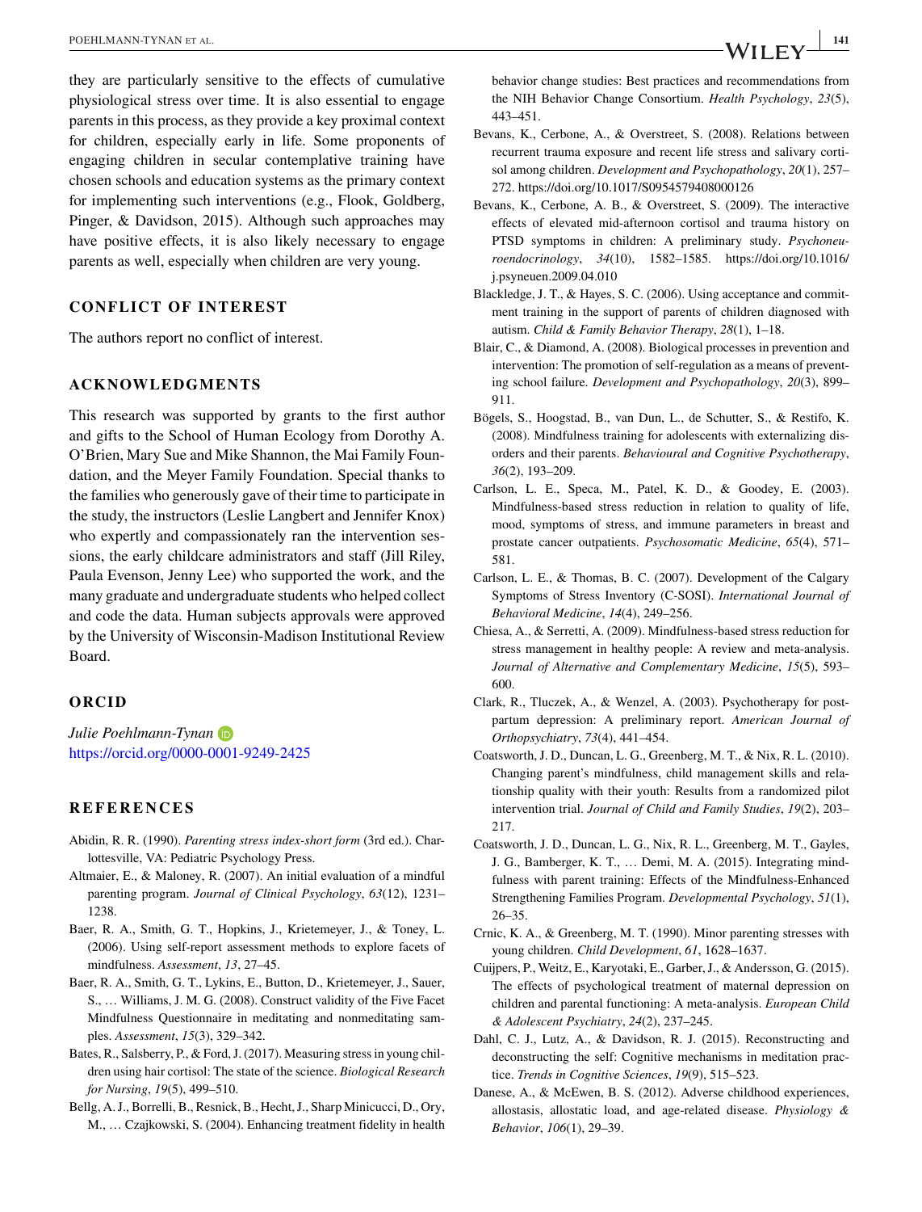they are particularly sensitive to the effects of cumulative physiological stress over time. It is also essential to engage parents in this process, as they provide a key proximal context for children, especially early in life. Some proponents of engaging children in secular contemplative training have chosen schools and education systems as the primary context for implementing such interventions (e.g., Flook, Goldberg, Pinger, & Davidson, 2015). Although such approaches may have positive effects, it is also likely necessary to engage parents as well, especially when children are very young.

## CONFLICT OF INTEREST

The authors report no conflict of interest.

## ACKNOWLEDGMENTS

This research was supported by grants to the first author and gifts to the School of Human Ecology from Dorothy A. O'Brien, Mary Sue and Mike Shannon, the Mai Family Foundation, and the Meyer Family Foundation. Special thanks to the families who generously gave of their time to participate in the study, the instructors (Leslie Langbert and Jennifer Knox) who expertly and compassionately ran the intervention sessions, the early childcare administrators and staff (Jill Riley, Paula Evenson, Jenny Lee) who supported the work, and the many graduate and undergraduate students who helped collect and code the data. Human subjects approvals were approved by the University of Wisconsin-Madison Institutional Review Board.

## ORCID

*Julie Poehlmann-Tynan*
https://orcid.org/0000-0001-9249-2425

## REFERENCES

Abidin, R. R. (1990). *Parenting stress index-short form* (3rd ed.). Charlottesville, VA: Pediatric Psychology Press.

Altmaier, E., & Maloney, R. (2007). An initial evaluation of a mindful parenting program. *Journal of Clinical Psychology*, *63*(12), 1231–1238.

Baer, R. A., Smith, G. T., Hopkins, J., Krietemeyer, J., & Toney, L. (2006). Using self-report assessment methods to explore facets of mindfulness. *Assessment*, *13*, 27–45.

Baer, R. A., Smith, G. T., Lykins, E., Button, D., Krietemeyer, J., Sauer, S., … Williams, J. M. G. (2008). Construct validity of the Five Facet Mindfulness Questionnaire in meditating and nonmeditating samples. *Assessment*, *15*(3), 329–342.

Bates, R., Salsberry, P., & Ford, J. (2017). Measuring stress in young children using hair cortisol: The state of the science. *Biological Research for Nursing*, *19*(5), 499–510.

Bellg, A. J., Borrelli, B., Resnick, B., Hecht, J., Sharp Minicucci, D., Ory, M., … Czajkowski, S. (2004). Enhancing treatment fidelity in health behavior change studies: Best practices and recommendations from the NIH Behavior Change Consortium. *Health Psychology*, *23*(5), 443–451.

Bevans, K., Cerbone, A., & Overstreet, S. (2008). Relations between recurrent trauma exposure and recent life stress and salivary cortisol among children. *Development and Psychopathology*, *20*(1), 257–272. https://doi.org/10.1017/S0954579408000126

Bevans, K., Cerbone, A. B., & Overstreet, S. (2009). The interactive effects of elevated mid-afternoon cortisol and trauma history on PTSD symptoms in children: A preliminary study. *Psychoneuroendocrinology*, *34*(10), 1582–1585. https://doi.org/10.1016/j.psyneuen.2009.04.010

Blackledge, J. T., & Hayes, S. C. (2006). Using acceptance and commitment training in the support of parents of children diagnosed with autism. *Child & Family Behavior Therapy*, *28*(1), 1–18.

Blair, C., & Diamond, A. (2008). Biological processes in prevention and intervention: The promotion of self-regulation as a means of preventing school failure. *Development and Psychopathology*, *20*(3), 899–911.

Bögels, S., Hoogstad, B., van Dun, L., de Schutter, S., & Restifo, K. (2008). Mindfulness training for adolescents with externalizing disorders and their parents. *Behavioural and Cognitive Psychotherapy*, *36*(2), 193–209.

Carlson, L. E., Speca, M., Patel, K. D., & Goodey, E. (2003). Mindfulness-based stress reduction in relation to quality of life, mood, symptoms of stress, and immune parameters in breast and prostate cancer outpatients. *Psychosomatic Medicine*, *65*(4), 571–581.

Carlson, L. E., & Thomas, B. C. (2007). Development of the Calgary Symptoms of Stress Inventory (C-SOSI). *International Journal of Behavioral Medicine*, *14*(4), 249–256.

Chiesa, A., & Serretti, A. (2009). Mindfulness-based stress reduction for stress management in healthy people: A review and meta-analysis. *Journal of Alternative and Complementary Medicine*, *15*(5), 593–600.

Clark, R., Tluczek, A., & Wenzel, A. (2003). Psychotherapy for postpartum depression: A preliminary report. *American Journal of Orthopsychiatry*, *73*(4), 441–454.

Coatsworth, J. D., Duncan, L. G., Greenberg, M. T., & Nix, R. L. (2010). Changing parent's mindfulness, child management skills and relationship quality with their youth: Results from a randomized pilot intervention trial. *Journal of Child and Family Studies*, *19*(2), 203–217.

Coatsworth, J. D., Duncan, L. G., Nix, R. L., Greenberg, M. T., Gayles, J. G., Bamberger, K. T., … Demi, M. A. (2015). Integrating mindfulness with parent training: Effects of the Mindfulness-Enhanced Strengthening Families Program. *Developmental Psychology*, *51*(1), 26–35.

Crnic, K. A., & Greenberg, M. T. (1990). Minor parenting stresses with young children. *Child Development*, *61*, 1628–1637.

Cuijpers, P., Weitz, E., Karyotaki, E., Garber, J., & Andersson, G. (2015). The effects of psychological treatment of maternal depression on children and parental functioning: A meta-analysis. *European Child & Adolescent Psychiatry*, *24*(2), 237–245.

Dahl, C. J., Lutz, A., & Davidson, R. J. (2015). Reconstructing and deconstructing the self: Cognitive mechanisms in meditation practice. *Trends in Cognitive Sciences*, *19*(9), 515–523.

Danese, A., & McEwen, B. S. (2012). Adverse childhood experiences, allostasis, allostatic load, and age-related disease. *Physiology & Behavior*, *106*(1), 29–39.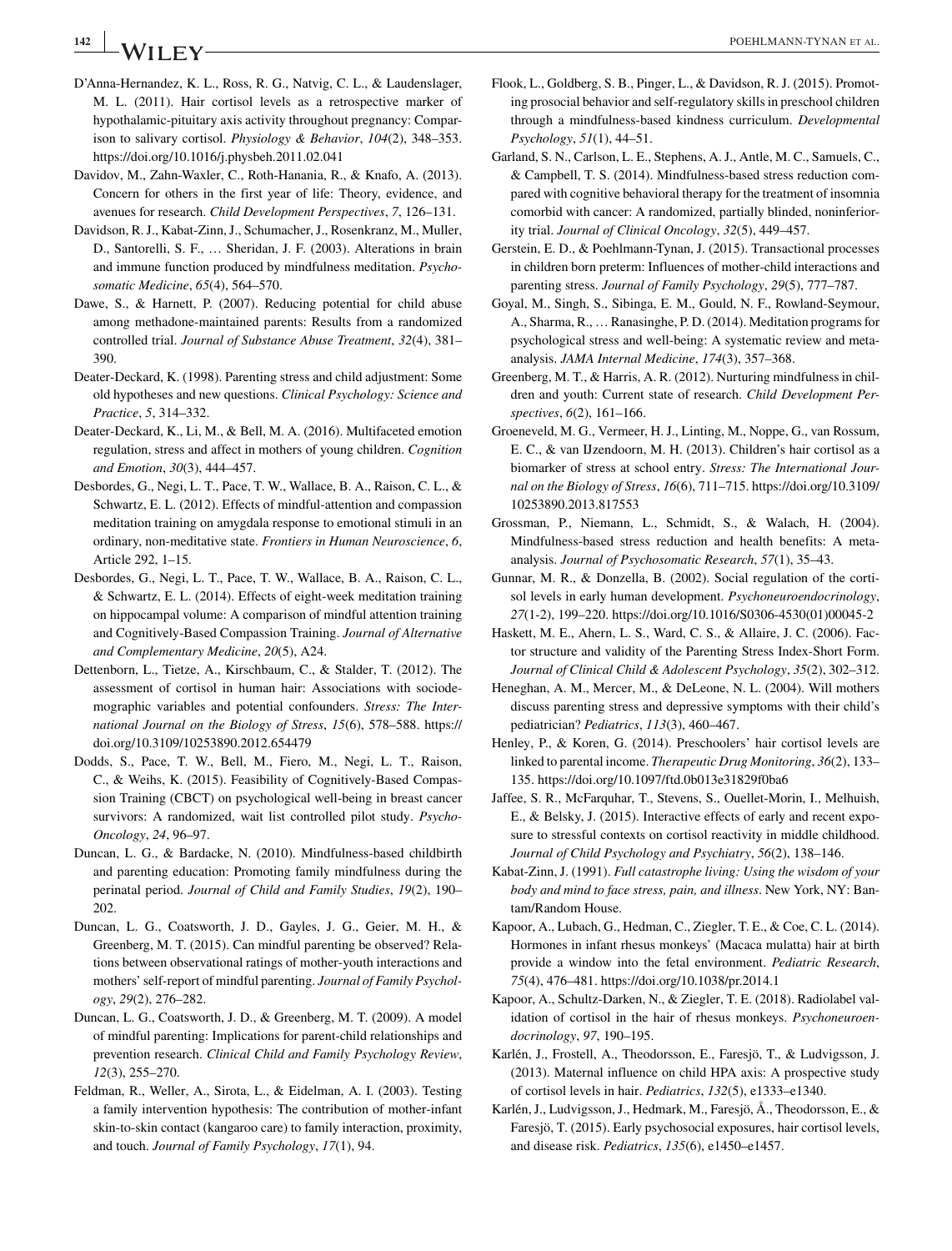D'Anna-Hernandez, K. L., Ross, R. G., Natvig, C. L., & Laudenslager, M. L. (2011). Hair cortisol levels as a retrospective marker of hypothalamic-pituitary axis activity throughout pregnancy: Comparison to salivary cortisol. *Physiology & Behavior*, *104*(2), 348–353. https://doi.org/10.1016/j.physbeh.2011.02.041

Davidov, M., Zahn-Waxler, C., Roth-Hanania, R., & Knafo, A. (2013). Concern for others in the first year of life: Theory, evidence, and avenues for research. *Child Development Perspectives*, *7*, 126–131.

Davidson, R. J., Kabat-Zinn, J., Schumacher, J., Rosenkranz, M., Muller, D., Santorelli, S. F., … Sheridan, J. F. (2003). Alterations in brain and immune function produced by mindfulness meditation. *Psychosomatic Medicine*, *65*(4), 564–570.

Dawe, S., & Harnett, P. (2007). Reducing potential for child abuse among methadone-maintained parents: Results from a randomized controlled trial. *Journal of Substance Abuse Treatment*, *32*(4), 381–390.

Deater-Deckard, K. (1998). Parenting stress and child adjustment: Some old hypotheses and new questions. *Clinical Psychology: Science and Practice*, *5*, 314–332.

Deater-Deckard, K., Li, M., & Bell, M. A. (2016). Multifaceted emotion regulation, stress and affect in mothers of young children. *Cognition and Emotion*, *30*(3), 444–457.

Desbordes, G., Negi, L. T., Pace, T. W., Wallace, B. A., Raison, C. L., & Schwartz, E. L. (2012). Effects of mindful-attention and compassion meditation training on amygdala response to emotional stimuli in an ordinary, non-meditative state. *Frontiers in Human Neuroscience*, *6*, Article 292, 1–15.

Desbordes, G., Negi, L. T., Pace, T. W., Wallace, B. A., Raison, C. L., & Schwartz, E. L. (2014). Effects of eight-week meditation training on hippocampal volume: A comparison of mindful attention training and Cognitively-Based Compassion Training. *Journal of Alternative and Complementary Medicine*, *20*(5), A24.

Dettenborn, L., Tietze, A., Kirschbaum, C., & Stalder, T. (2012). The assessment of cortisol in human hair: Associations with sociodemographic variables and potential confounders. *Stress: The International Journal on the Biology of Stress*, *15*(6), 578–588. https://doi.org/10.3109/10253890.2012.654479

Dodds, S., Pace, T. W., Bell, M., Fiero, M., Negi, L. T., Raison, C., & Weihs, K. (2015). Feasibility of Cognitively-Based Compassion Training (CBCT) on psychological well-being in breast cancer survivors: A randomized, wait list controlled pilot study. *Psycho-Oncology*, *24*, 96–97.

Duncan, L. G., & Bardacke, N. (2010). Mindfulness-based childbirth and parenting education: Promoting family mindfulness during the perinatal period. *Journal of Child and Family Studies*, *19*(2), 190–202.

Duncan, L. G., Coatsworth, J. D., Gayles, J. G., Geier, M. H., & Greenberg, M. T. (2015). Can mindful parenting be observed? Relations between observational ratings of mother-youth interactions and mothers' self-report of mindful parenting. *Journal of Family Psychology*, *29*(2), 276–282.

Duncan, L. G., Coatsworth, J. D., & Greenberg, M. T. (2009). A model of mindful parenting: Implications for parent-child relationships and prevention research. *Clinical Child and Family Psychology Review*, *12*(3), 255–270.

Feldman, R., Weller, A., Sirota, L., & Eidelman, A. I. (2003). Testing a family intervention hypothesis: The contribution of mother-infant skin-to-skin contact (kangaroo care) to family interaction, proximity, and touch. *Journal of Family Psychology*, *17*(1), 94.

Flook, L., Goldberg, S. B., Pinger, L., & Davidson, R. J. (2015). Promoting prosocial behavior and self-regulatory skills in preschool children through a mindfulness-based kindness curriculum. *Developmental Psychology*, *51*(1), 44–51.

Garland, S. N., Carlson, L. E., Stephens, A. J., Antle, M. C., Samuels, C., & Campbell, T. S. (2014). Mindfulness-based stress reduction compared with cognitive behavioral therapy for the treatment of insomnia comorbid with cancer: A randomized, partially blinded, noninferiority trial. *Journal of Clinical Oncology*, *32*(5), 449–457.

Gerstein, E. D., & Poehlmann-Tynan, J. (2015). Transactional processes in children born preterm: Influences of mother-child interactions and parenting stress. *Journal of Family Psychology*, *29*(5), 777–787.

Goyal, M., Singh, S., Sibinga, E. M., Gould, N. F., Rowland-Seymour, A., Sharma, R., … Ranasinghe, P. D. (2014). Meditation programs for psychological stress and well-being: A systematic review and meta-analysis. *JAMA Internal Medicine*, *174*(3), 357–368.

Greenberg, M. T., & Harris, A. R. (2012). Nurturing mindfulness in children and youth: Current state of research. *Child Development Perspectives*, *6*(2), 161–166.

Groeneveld, M. G., Vermeer, H. J., Linting, M., Noppe, G., van Rossum, E. C., & van IJzendoorn, M. H. (2013). Children's hair cortisol as a biomarker of stress at school entry. *Stress: The International Journal on the Biology of Stress*, *16*(6), 711–715. https://doi.org/10.3109/10253890.2013.817553

Grossman, P., Niemann, L., Schmidt, S., & Walach, H. (2004). Mindfulness-based stress reduction and health benefits: A meta-analysis. *Journal of Psychosomatic Research*, *57*(1), 35–43.

Gunnar, M. R., & Donzella, B. (2002). Social regulation of the cortisol levels in early human development. *Psychoneuroendocrinology*, *27*(1-2), 199–220. https://doi.org/10.1016/S0306-4530(01)00045-2

Haskett, M. E., Ahern, L. S., Ward, C. S., & Allaire, J. C. (2006). Factor structure and validity of the Parenting Stress Index-Short Form. *Journal of Clinical Child & Adolescent Psychology*, *35*(2), 302–312.

Heneghan, A. M., Mercer, M., & DeLeone, N. L. (2004). Will mothers discuss parenting stress and depressive symptoms with their child's pediatrician? *Pediatrics*, *113*(3), 460–467.

Henley, P., & Koren, G. (2014). Preschoolers' hair cortisol levels are linked to parental income. *Therapeutic Drug Monitoring*, *36*(2), 133–135. https://doi.org/10.1097/ftd.0b013e31829f0ba6

Jaffee, S. R., McFarquhar, T., Stevens, S., Ouellet-Morin, I., Melhuish, E., & Belsky, J. (2015). Interactive effects of early and recent exposure to stressful contexts on cortisol reactivity in middle childhood. *Journal of Child Psychology and Psychiatry*, *56*(2), 138–146.

Kabat-Zinn, J. (1991). *Full catastrophe living: Using the wisdom of your body and mind to face stress, pain, and illness*. New York, NY: Bantam/Random House.

Kapoor, A., Lubach, G., Hedman, C., Ziegler, T. E., & Coe, C. L. (2014). Hormones in infant rhesus monkeys' (Macaca mulatta) hair at birth provide a window into the fetal environment. *Pediatric Research*, *75*(4), 476–481. https://doi.org/10.1038/pr.2014.1

Kapoor, A., Schultz-Darken, N., & Ziegler, T. E. (2018). Radiolabel validation of cortisol in the hair of rhesus monkeys. *Psychoneuroendocrinology*, *97*, 190–195.

Karlén, J., Frostell, A., Theodorsson, E., Faresjö, T., & Ludvigsson, J. (2013). Maternal influence on child HPA axis: A prospective study of cortisol levels in hair. *Pediatrics*, *132*(5), e1333–e1340.

Karlén, J., Ludvigsson, J., Hedmark, M., Faresjö, Å., Theodorsson, E., & Faresjö, T. (2015). Early psychosocial exposures, hair cortisol levels, and disease risk. *Pediatrics*, *135*(6), e1450–e1457.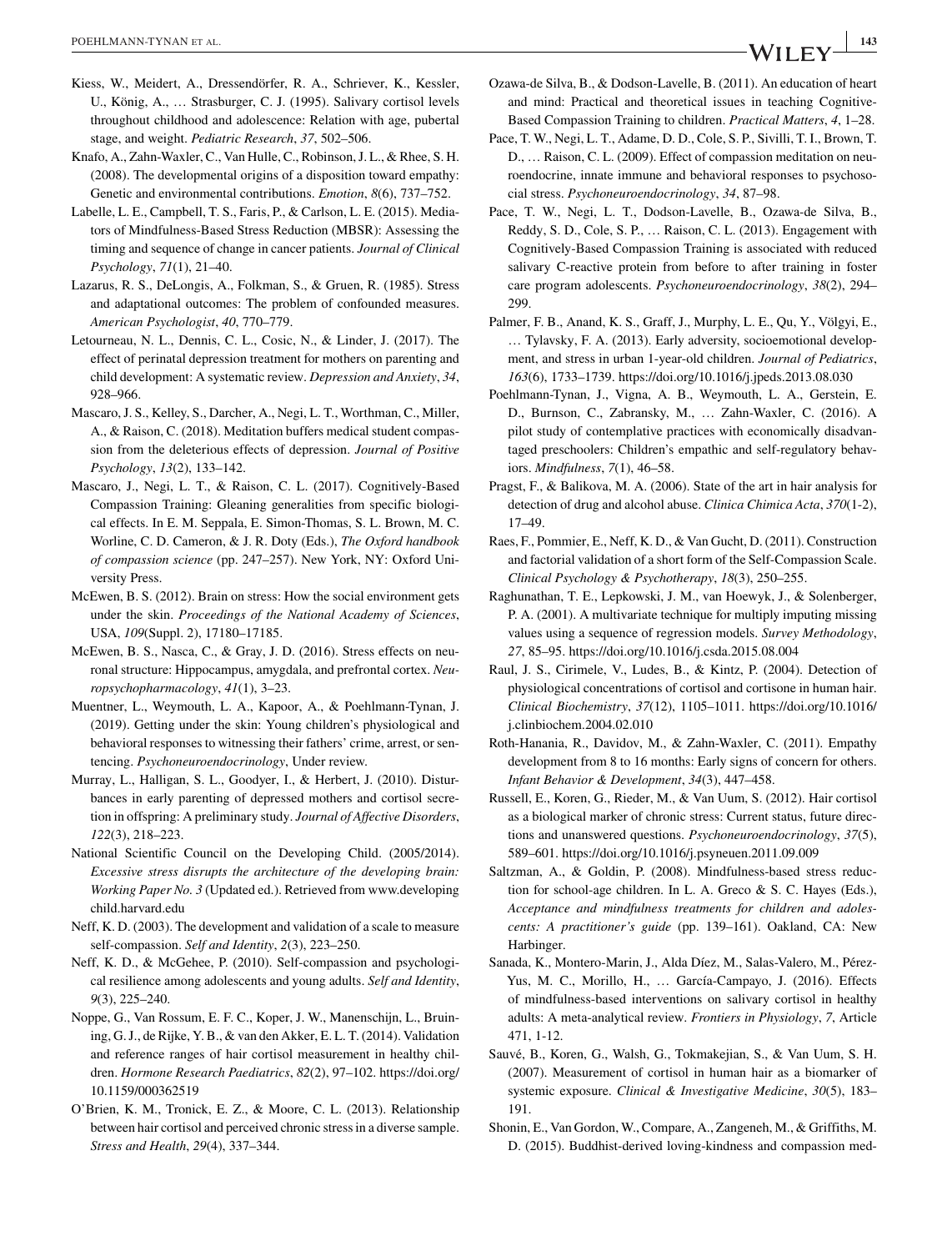Kiess, W., Meidert, A., Dressendörfer, R. A., Schriever, K., Kessler, U., König, A., … Strasburger, C. J. (1995). Salivary cortisol levels throughout childhood and adolescence: Relation with age, pubertal stage, and weight. *Pediatric Research*, *37*, 502–506.

Knafo, A., Zahn-Waxler, C., Van Hulle, C., Robinson, J. L., & Rhee, S. H. (2008). The developmental origins of a disposition toward empathy: Genetic and environmental contributions. *Emotion*, *8*(6), 737–752.

Labelle, L. E., Campbell, T. S., Faris, P., & Carlson, L. E. (2015). Mediators of Mindfulness-Based Stress Reduction (MBSR): Assessing the timing and sequence of change in cancer patients. *Journal of Clinical Psychology*, *71*(1), 21–40.

Lazarus, R. S., DeLongis, A., Folkman, S., & Gruen, R. (1985). Stress and adaptational outcomes: The problem of confounded measures. *American Psychologist*, *40*, 770–779.

Letourneau, N. L., Dennis, C. L., Cosic, N., & Linder, J. (2017). The effect of perinatal depression treatment for mothers on parenting and child development: A systematic review. *Depression and Anxiety*, *34*, 928–966.

Mascaro, J. S., Kelley, S., Darcher, A., Negi, L. T., Worthman, C., Miller, A., & Raison, C. (2018). Meditation buffers medical student compassion from the deleterious effects of depression. *Journal of Positive Psychology*, *13*(2), 133–142.

Mascaro, J., Negi, L. T., & Raison, C. L. (2017). Cognitively-Based Compassion Training: Gleaning generalities from specific biological effects. In E. M. Seppala, E. Simon-Thomas, S. L. Brown, M. C. Worline, C. D. Cameron, & J. R. Doty (Eds.), *The Oxford handbook of compassion science* (pp. 247–257). New York, NY: Oxford University Press.

McEwen, B. S. (2012). Brain on stress: How the social environment gets under the skin. *Proceedings of the National Academy of Sciences*, USA, *109*(Suppl. 2), 17180–17185.

McEwen, B. S., Nasca, C., & Gray, J. D. (2016). Stress effects on neuronal structure: Hippocampus, amygdala, and prefrontal cortex. *Neuropsychopharmacology*, *41*(1), 3–23.

Muentner, L., Weymouth, L. A., Kapoor, A., & Poehlmann-Tynan, J. (2019). Getting under the skin: Young children's physiological and behavioral responses to witnessing their fathers' crime, arrest, or sentencing. *Psychoneuroendocrinology*, Under review.

Murray, L., Halligan, S. L., Goodyer, I., & Herbert, J. (2010). Disturbances in early parenting of depressed mothers and cortisol secretion in offspring: A preliminary study. *Journal of Affective Disorders*, *122*(3), 218–223.

National Scientific Council on the Developing Child. (2005/2014). *Excessive stress disrupts the architecture of the developing brain: Working Paper No. 3* (Updated ed.). Retrieved from www.developingchild.harvard.edu

Neff, K. D. (2003). The development and validation of a scale to measure self-compassion. *Self and Identity*, *2*(3), 223–250.

Neff, K. D., & McGehee, P. (2010). Self-compassion and psychological resilience among adolescents and young adults. *Self and Identity*, *9*(3), 225–240.

Noppe, G., Van Rossum, E. F. C., Koper, J. W., Manenschijn, L., Bruining, G. J., de Rijke, Y. B., & van den Akker, E. L. T. (2014). Validation and reference ranges of hair cortisol measurement in healthy children. *Hormone Research Paediatrics*, *82*(2), 97–102. https://doi.org/10.1159/000362519

O'Brien, K. M., Tronick, E. Z., & Moore, C. L. (2013). Relationship between hair cortisol and perceived chronic stress in a diverse sample. *Stress and Health*, *29*(4), 337–344.

Ozawa-de Silva, B., & Dodson-Lavelle, B. (2011). An education of heart and mind: Practical and theoretical issues in teaching Cognitive-Based Compassion Training to children. *Practical Matters*, *4*, 1–28.

Pace, T. W., Negi, L. T., Adame, D. D., Cole, S. P., Sivilli, T. I., Brown, T. D., … Raison, C. L. (2009). Effect of compassion meditation on neuroendocrine, innate immune and behavioral responses to psychosocial stress. *Psychoneuroendocrinology*, *34*, 87–98.

Pace, T. W., Negi, L. T., Dodson-Lavelle, B., Ozawa-de Silva, B., Reddy, S. D., Cole, S. P., … Raison, C. L. (2013). Engagement with Cognitively-Based Compassion Training is associated with reduced salivary C-reactive protein from before to after training in foster care program adolescents. *Psychoneuroendocrinology*, *38*(2), 294–299.

Palmer, F. B., Anand, K. S., Graff, J., Murphy, L. E., Qu, Y., Völgyi, E., … Tylavsky, F. A. (2013). Early adversity, socioemotional development, and stress in urban 1-year-old children. *Journal of Pediatrics*, *163*(6), 1733–1739. https://doi.org/10.1016/j.jpeds.2013.08.030

Poehlmann-Tynan, J., Vigna, A. B., Weymouth, L. A., Gerstein, E. D., Burnson, C., Zabransky, M., … Zahn-Waxler, C. (2016). A pilot study of contemplative practices with economically disadvantaged preschoolers: Children's empathic and self-regulatory behaviors. *Mindfulness*, *7*(1), 46–58.

Pragst, F., & Balikova, M. A. (2006). State of the art in hair analysis for detection of drug and alcohol abuse. *Clinica Chimica Acta*, *370*(1-2), 17–49.

Raes, F., Pommier, E., Neff, K. D., & Van Gucht, D. (2011). Construction and factorial validation of a short form of the Self-Compassion Scale. *Clinical Psychology & Psychotherapy*, *18*(3), 250–255.

Raghunathan, T. E., Lepkowski, J. M., van Hoewyk, J., & Solenberger, P. A. (2001). A multivariate technique for multiply imputing missing values using a sequence of regression models. *Survey Methodology*, *27*, 85–95. https://doi.org/10.1016/j.csda.2015.08.004

Raul, J. S., Cirimele, V., Ludes, B., & Kintz, P. (2004). Detection of physiological concentrations of cortisol and cortisone in human hair. *Clinical Biochemistry*, *37*(12), 1105–1011. https://doi.org/10.1016/j.clinbiochem.2004.02.010

Roth-Hanania, R., Davidov, M., & Zahn-Waxler, C. (2011). Empathy development from 8 to 16 months: Early signs of concern for others. *Infant Behavior & Development*, *34*(3), 447–458.

Russell, E., Koren, G., Rieder, M., & Van Uum, S. (2012). Hair cortisol as a biological marker of chronic stress: Current status, future directions and unanswered questions. *Psychoneuroendocrinology*, *37*(5), 589–601. https://doi.org/10.1016/j.psyneuen.2011.09.009

Saltzman, A., & Goldin, P. (2008). Mindfulness-based stress reduction for school-age children. In L. A. Greco & S. C. Hayes (Eds.), *Acceptance and mindfulness treatments for children and adolescents: A practitioner's guide* (pp. 139–161). Oakland, CA: New Harbinger.

Sanada, K., Montero-Marin, J., Alda Díez, M., Salas-Valero, M., Pérez-Yus, M. C., Morillo, H., … García-Campayo, J. (2016). Effects of mindfulness-based interventions on salivary cortisol in healthy adults: A meta-analytical review. *Frontiers in Physiology*, *7*, Article 471, 1-12.

Sauvé, B., Koren, G., Walsh, G., Tokmakejian, S., & Van Uum, S. H. (2007). Measurement of cortisol in human hair as a biomarker of systemic exposure. *Clinical & Investigative Medicine*, *30*(5), 183–191.

Shonin, E., Van Gordon, W., Compare, A., Zangeneh, M., & Griffiths, M. D. (2015). Buddhist-derived loving-kindness and compassion med-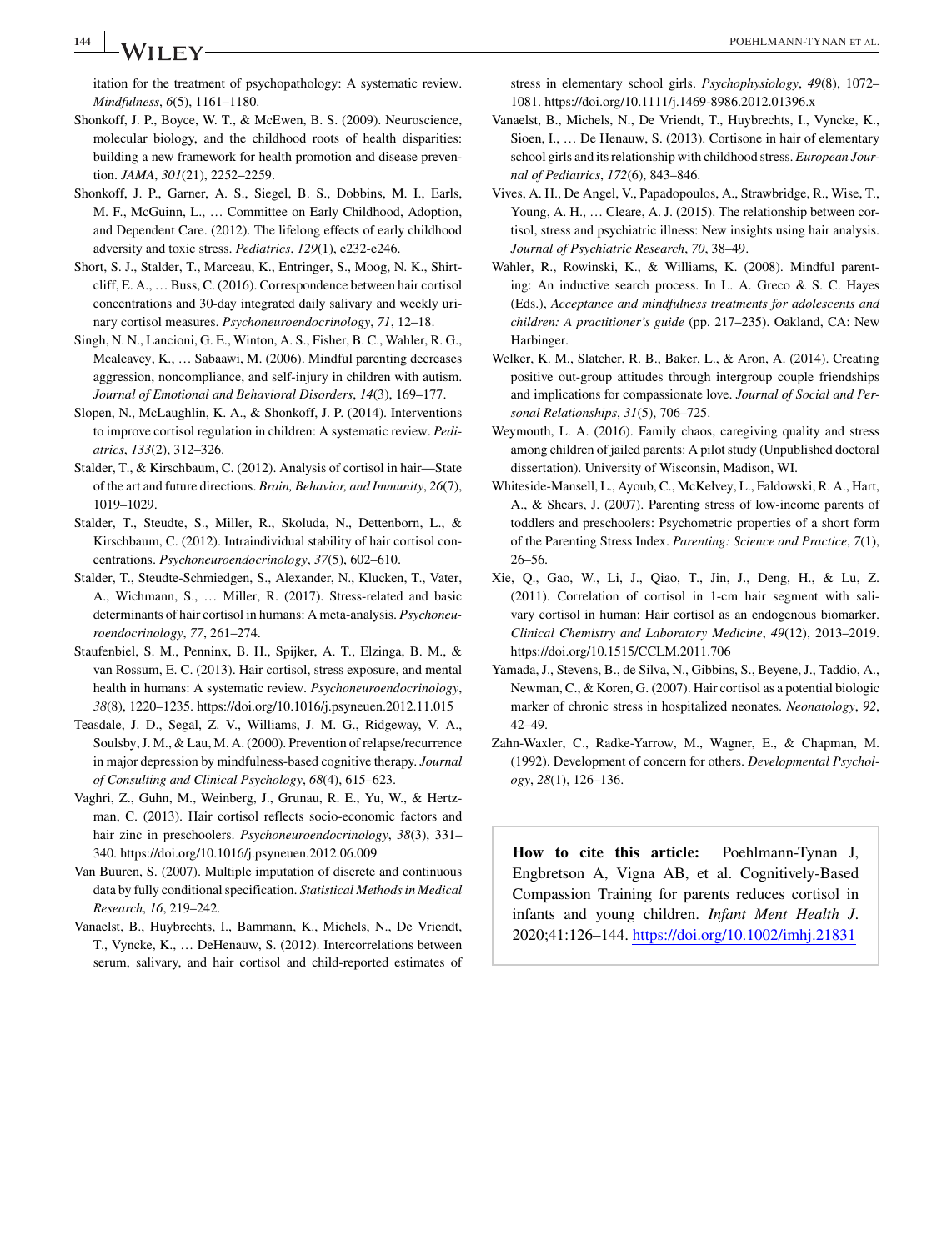itation for the treatment of psychopathology: A systematic review. *Mindfulness*, *6*(5), 1161–1180.

Shonkoff, J. P., Boyce, W. T., & McEwen, B. S. (2009). Neuroscience, molecular biology, and the childhood roots of health disparities: building a new framework for health promotion and disease prevention. *JAMA*, *301*(21), 2252–2259.

Shonkoff, J. P., Garner, A. S., Siegel, B. S., Dobbins, M. I., Earls, M. F., McGuinn, L., … Committee on Early Childhood, Adoption, and Dependent Care. (2012). The lifelong effects of early childhood adversity and toxic stress. *Pediatrics*, *129*(1), e232-e246.

Short, S. J., Stalder, T., Marceau, K., Entringer, S., Moog, N. K., Shirtcliff, E. A., … Buss, C. (2016). Correspondence between hair cortisol concentrations and 30-day integrated daily salivary and weekly urinary cortisol measures. *Psychoneuroendocrinology*, *71*, 12–18.

Singh, N. N., Lancioni, G. E., Winton, A. S., Fisher, B. C., Wahler, R. G., Mcaleavey, K., … Sabaawi, M. (2006). Mindful parenting decreases aggression, noncompliance, and self-injury in children with autism. *Journal of Emotional and Behavioral Disorders*, *14*(3), 169–177.

Slopen, N., McLaughlin, K. A., & Shonkoff, J. P. (2014). Interventions to improve cortisol regulation in children: A systematic review. *Pediatrics*, *133*(2), 312–326.

Stalder, T., & Kirschbaum, C. (2012). Analysis of cortisol in hair—State of the art and future directions. *Brain, Behavior, and Immunity*, *26*(7), 1019–1029.

Stalder, T., Steudte, S., Miller, R., Skoluda, N., Dettenborn, L., & Kirschbaum, C. (2012). Intraindividual stability of hair cortisol concentrations. *Psychoneuroendocrinology*, *37*(5), 602–610.

Stalder, T., Steudte-Schmiedgen, S., Alexander, N., Klucken, T., Vater, A., Wichmann, S., … Miller, R. (2017). Stress-related and basic determinants of hair cortisol in humans: A meta-analysis. *Psychoneuroendocrinology*, *77*, 261–274.

Staufenbiel, S. M., Penninx, B. H., Spijker, A. T., Elzinga, B. M., & van Rossum, E. C. (2013). Hair cortisol, stress exposure, and mental health in humans: A systematic review. *Psychoneuroendocrinology*, *38*(8), 1220–1235. https://doi.org/10.1016/j.psyneuen.2012.11.015

Teasdale, J. D., Segal, Z. V., Williams, J. M. G., Ridgeway, V. A., Soulsby, J. M., & Lau, M. A. (2000). Prevention of relapse/recurrence in major depression by mindfulness-based cognitive therapy. *Journal of Consulting and Clinical Psychology*, *68*(4), 615–623.

Vaghri, Z., Guhn, M., Weinberg, J., Grunau, R. E., Yu, W., & Hertzman, C. (2013). Hair cortisol reflects socio-economic factors and hair zinc in preschoolers. *Psychoneuroendocrinology*, *38*(3), 331–340. https://doi.org/10.1016/j.psyneuen.2012.06.009

Van Buuren, S. (2007). Multiple imputation of discrete and continuous data by fully conditional specification. *Statistical Methods in Medical Research*, *16*, 219–242.

Vanaelst, B., Huybrechts, I., Bammann, K., Michels, N., De Vriendt, T., Vyncke, K., … DeHenauw, S. (2012). Intercorrelations between serum, salivary, and hair cortisol and child-reported estimates of stress in elementary school girls. *Psychophysiology*, *49*(8), 1072–1081. https://doi.org/10.1111/j.1469-8986.2012.01396.x

Vanaelst, B., Michels, N., De Vriendt, T., Huybrechts, I., Vyncke, K., Sioen, I., … De Henauw, S. (2013). Cortisone in hair of elementary school girls and its relationship with childhood stress. *European Journal of Pediatrics*, *172*(6), 843–846.

Vives, A. H., De Angel, V., Papadopoulos, A., Strawbridge, R., Wise, T., Young, A. H., … Cleare, A. J. (2015). The relationship between cortisol, stress and psychiatric illness: New insights using hair analysis. *Journal of Psychiatric Research*, *70*, 38–49.

Wahler, R., Rowinski, K., & Williams, K. (2008). Mindful parenting: An inductive search process. In L. A. Greco & S. C. Hayes (Eds.), *Acceptance and mindfulness treatments for adolescents and children: A practitioner's guide* (pp. 217–235). Oakland, CA: New Harbinger.

Welker, K. M., Slatcher, R. B., Baker, L., & Aron, A. (2014). Creating positive out-group attitudes through intergroup couple friendships and implications for compassionate love. *Journal of Social and Personal Relationships*, *31*(5), 706–725.

Weymouth, L. A. (2016). Family chaos, caregiving quality and stress among children of jailed parents: A pilot study (Unpublished doctoral dissertation). University of Wisconsin, Madison, WI.

Whiteside-Mansell, L., Ayoub, C., McKelvey, L., Faldowski, R. A., Hart, A., & Shears, J. (2007). Parenting stress of low-income parents of toddlers and preschoolers: Psychometric properties of a short form of the Parenting Stress Index. *Parenting: Science and Practice*, *7*(1), 26–56.

Xie, Q., Gao, W., Li, J., Qiao, T., Jin, J., Deng, H., & Lu, Z. (2011). Correlation of cortisol in 1-cm hair segment with salivary cortisol in human: Hair cortisol as an endogenous biomarker. *Clinical Chemistry and Laboratory Medicine*, *49*(12), 2013–2019. https://doi.org/10.1515/CCLM.2011.706

Yamada, J., Stevens, B., de Silva, N., Gibbins, S., Beyene, J., Taddio, A., Newman, C., & Koren, G. (2007). Hair cortisol as a potential biologic marker of chronic stress in hospitalized neonates. *Neonatology*, *92*, 42–49.

Zahn-Waxler, C., Radke-Yarrow, M., Wagner, E., & Chapman, M. (1992). Development of concern for others. *Developmental Psychology*, *28*(1), 126–136.

**How to cite this article:** Poehlmann-Tynan J, Engbretson A, Vigna AB, et al. Cognitively-Based Compassion Training for parents reduces cortisol in infants and young children. *Infant Ment Health J*. 2020;41:126–144. https://doi.org/10.1002/imhj.21831